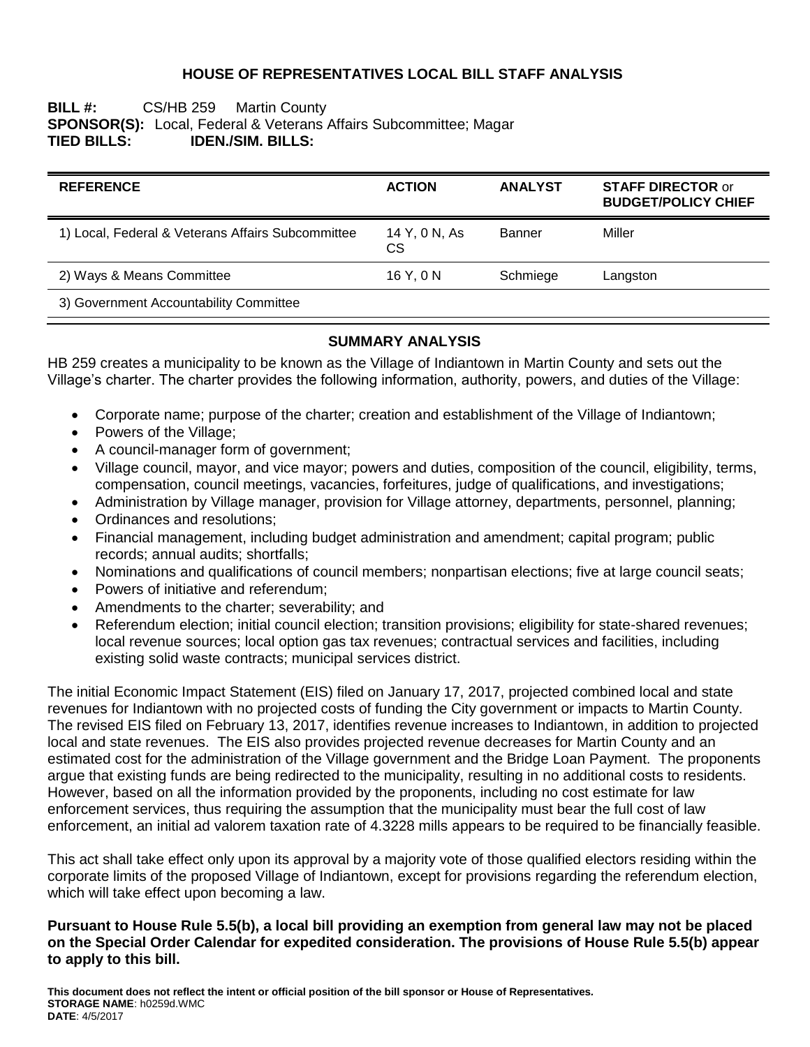# HOUSE OF REPRESENTATIVES LOCAL BILL STAFF ANALYSIS

**BILL #:** CS/HB 259 Martin County
**SPONSOR(S):** Local, Federal & Veterans Affairs Subcommittee; Magar
**TIED BILLS:** **IDEN./SIM. BILLS:**

| REFERENCE | ACTION | ANALYST | STAFF DIRECTOR or BUDGET/POLICY CHIEF |
|---|---|---|---|
| 1) Local, Federal & Veterans Affairs Subcommittee | 14 Y, 0 N, As CS | Banner | Miller |
| 2) Ways & Means Committee | 16 Y, 0 N | Schmiege | Langston |
| 3) Government Accountability Committee | | | |

## SUMMARY ANALYSIS

HB 259 creates a municipality to be known as the Village of Indiantown in Martin County and sets out the Village's charter. The charter provides the following information, authority, powers, and duties of the Village:

- Corporate name; purpose of the charter; creation and establishment of the Village of Indiantown;
- Powers of the Village;
- A council-manager form of government;
- Village council, mayor, and vice mayor; powers and duties, composition of the council, eligibility, terms, compensation, council meetings, vacancies, forfeitures, judge of qualifications, and investigations;
- Administration by Village manager, provision for Village attorney, departments, personnel, planning;
- Ordinances and resolutions;
- Financial management, including budget administration and amendment; capital program; public records; annual audits; shortfalls;
- Nominations and qualifications of council members; nonpartisan elections; five at large council seats;
- Powers of initiative and referendum;
- Amendments to the charter; severability; and
- Referendum election; initial council election; transition provisions; eligibility for state-shared revenues; local revenue sources; local option gas tax revenues; contractual services and facilities, including existing solid waste contracts; municipal services district.

The initial Economic Impact Statement (EIS) filed on January 17, 2017, projected combined local and state revenues for Indiantown with no projected costs of funding the City government or impacts to Martin County. The revised EIS filed on February 13, 2017, identifies revenue increases to Indiantown, in addition to projected local and state revenues. The EIS also provides projected revenue decreases for Martin County and an estimated cost for the administration of the Village government and the Bridge Loan Payment. The proponents argue that existing funds are being redirected to the municipality, resulting in no additional costs to residents. However, based on all the information provided by the proponents, including no cost estimate for law enforcement services, thus requiring the assumption that the municipality must bear the full cost of law enforcement, an initial ad valorem taxation rate of 4.3228 mills appears to be required to be financially feasible.

This act shall take effect only upon its approval by a majority vote of those qualified electors residing within the corporate limits of the proposed Village of Indiantown, except for provisions regarding the referendum election, which will take effect upon becoming a law.

**Pursuant to House Rule 5.5(b), a local bill providing an exemption from general law may not be placed on the Special Order Calendar for expedited consideration. The provisions of House Rule 5.5(b) appear to apply to this bill.**

**This document does not reflect the intent or official position of the bill sponsor or House of Representatives.**
**STORAGE NAME**: h0259d.WMC
**DATE**: 4/5/2017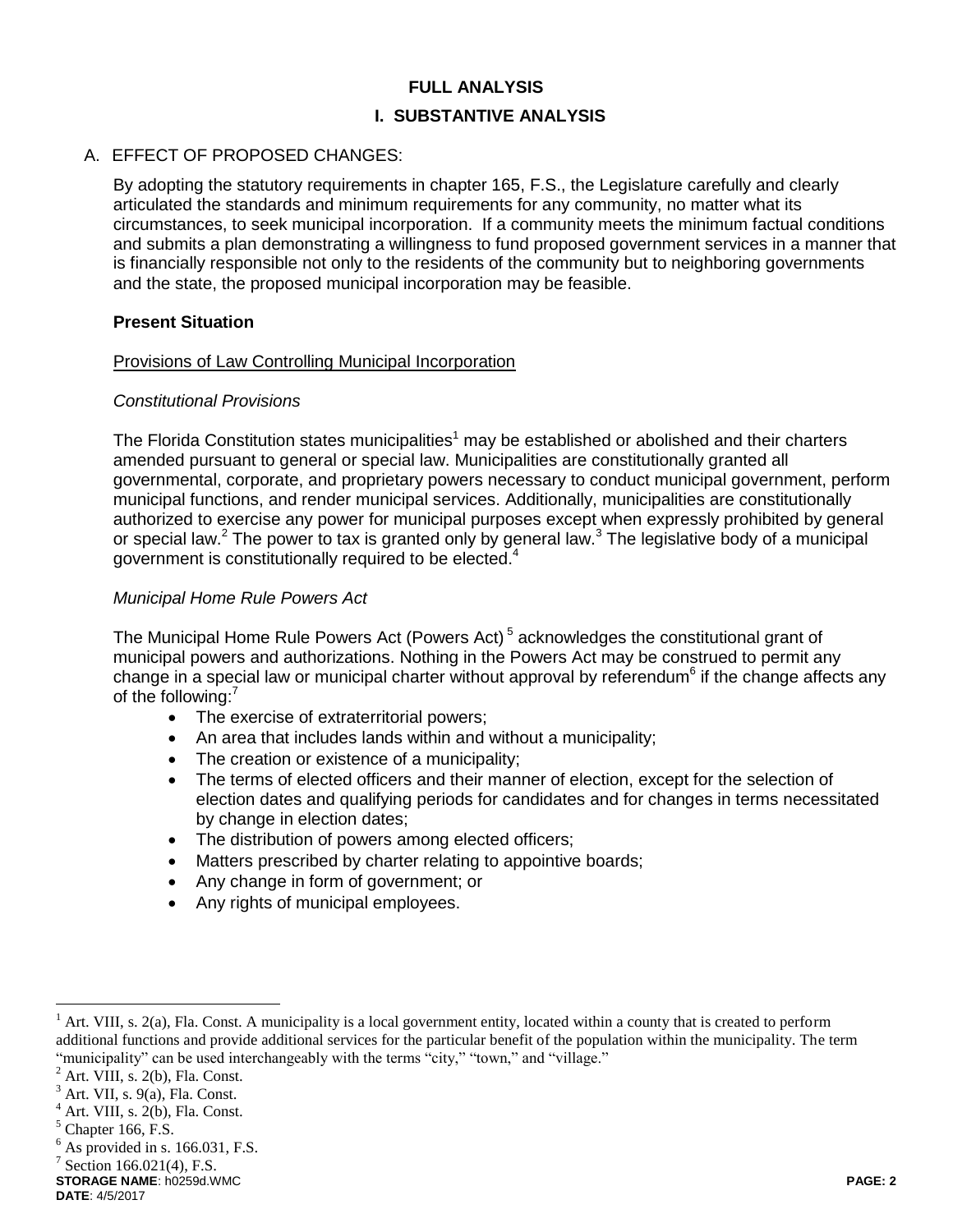# FULL ANALYSIS

## I. SUBSTANTIVE ANALYSIS

### A. EFFECT OF PROPOSED CHANGES:

By adopting the statutory requirements in chapter 165, F.S., the Legislature carefully and clearly articulated the standards and minimum requirements for any community, no matter what its circumstances, to seek municipal incorporation. If a community meets the minimum factual conditions and submits a plan demonstrating a willingness to fund proposed government services in a manner that is financially responsible not only to the residents of the community but to neighboring governments and the state, the proposed municipal incorporation may be feasible.

**Present Situation**

Provisions of Law Controlling Municipal Incorporation

*Constitutional Provisions*

The Florida Constitution states municipalities[1] may be established or abolished and their charters amended pursuant to general or special law. Municipalities are constitutionally granted all governmental, corporate, and proprietary powers necessary to conduct municipal government, perform municipal functions, and render municipal services. Additionally, municipalities are constitutionally authorized to exercise any power for municipal purposes except when expressly prohibited by general or special law.[2] The power to tax is granted only by general law.[3] The legislative body of a municipal government is constitutionally required to be elected.[4]

*Municipal Home Rule Powers Act*

The Municipal Home Rule Powers Act (Powers Act)[5] acknowledges the constitutional grant of municipal powers and authorizations. Nothing in the Powers Act may be construed to permit any change in a special law or municipal charter without approval by referendum[6] if the change affects any of the following:[7]

- The exercise of extraterritorial powers;
- An area that includes lands within and without a municipality;
- The creation or existence of a municipality;
- The terms of elected officers and their manner of election, except for the selection of election dates and qualifying periods for candidates and for changes in terms necessitated by change in election dates;
- The distribution of powers among elected officers;
- Matters prescribed by charter relating to appointive boards;
- Any change in form of government; or
- Any rights of municipal employees.

---

[1] Art. VIII, s. 2(a), Fla. Const. A municipality is a local government entity, located within a county that is created to perform additional functions and provide additional services for the particular benefit of the population within the municipality. The term "municipality" can be used interchangeably with the terms "city," "town," and "village."

[2] Art. VIII, s. 2(b), Fla. Const.

[3] Art. VII, s. 9(a), Fla. Const.

[4] Art. VIII, s. 2(b), Fla. Const.

[5] Chapter 166, F.S.

[6] As provided in s. 166.031, F.S.

[7] Section 166.021(4), F.S.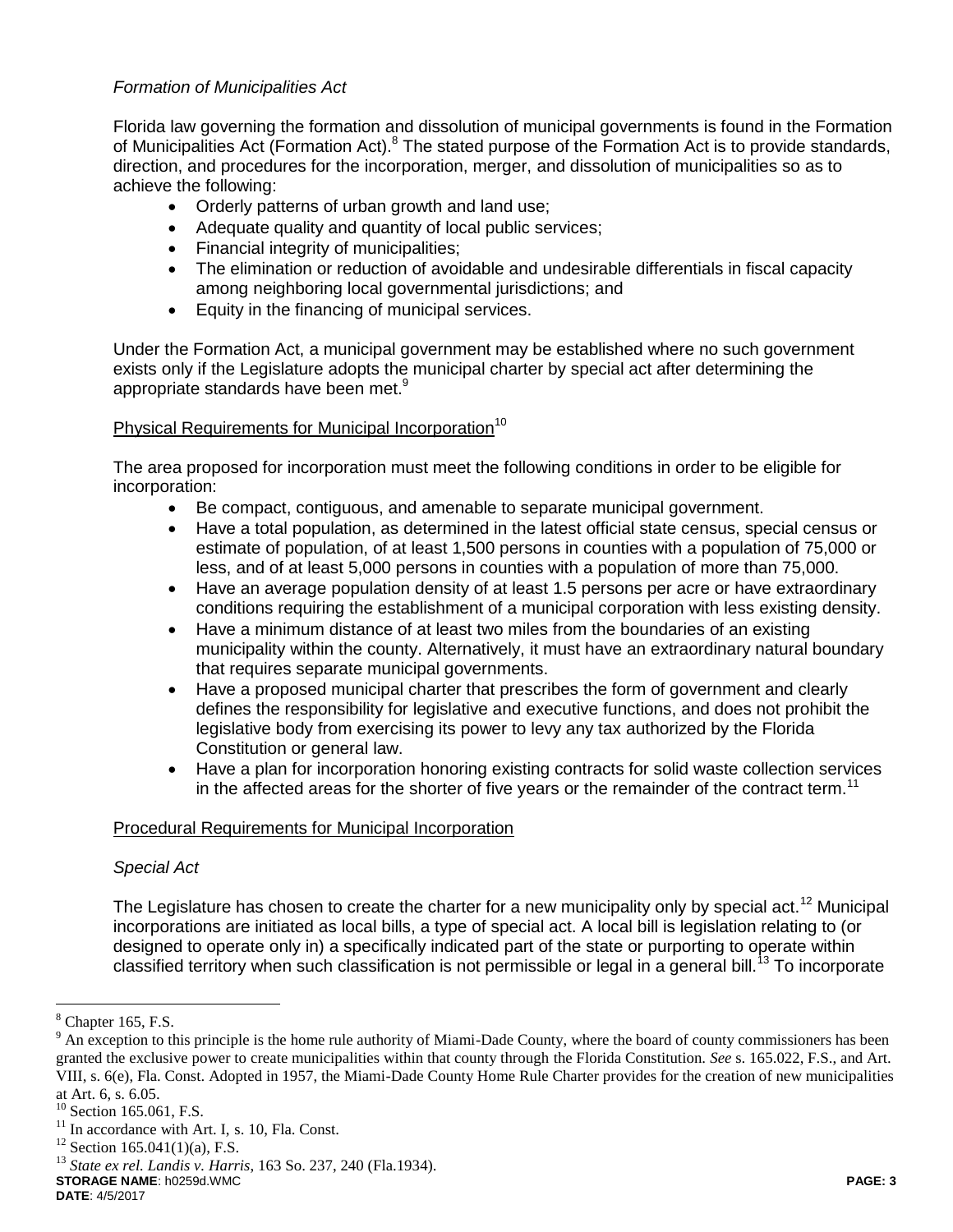*Formation of Municipalities Act*

Florida law governing the formation and dissolution of municipal governments is found in the Formation of Municipalities Act (Formation Act).[8] The stated purpose of the Formation Act is to provide standards, direction, and procedures for the incorporation, merger, and dissolution of municipalities so as to achieve the following:

- Orderly patterns of urban growth and land use;
- Adequate quality and quantity of local public services;
- Financial integrity of municipalities;
- The elimination or reduction of avoidable and undesirable differentials in fiscal capacity among neighboring local governmental jurisdictions; and
- Equity in the financing of municipal services.

Under the Formation Act, a municipal government may be established where no such government exists only if the Legislature adopts the municipal charter by special act after determining the appropriate standards have been met.[9]

<u>Physical Requirements for Municipal Incorporation</u>[10]

The area proposed for incorporation must meet the following conditions in order to be eligible for incorporation:

- Be compact, contiguous, and amenable to separate municipal government.
- Have a total population, as determined in the latest official state census, special census or estimate of population, of at least 1,500 persons in counties with a population of 75,000 or less, and of at least 5,000 persons in counties with a population of more than 75,000.
- Have an average population density of at least 1.5 persons per acre or have extraordinary conditions requiring the establishment of a municipal corporation with less existing density.
- Have a minimum distance of at least two miles from the boundaries of an existing municipality within the county. Alternatively, it must have an extraordinary natural boundary that requires separate municipal governments.
- Have a proposed municipal charter that prescribes the form of government and clearly defines the responsibility for legislative and executive functions, and does not prohibit the legislative body from exercising its power to levy any tax authorized by the Florida Constitution or general law.
- Have a plan for incorporation honoring existing contracts for solid waste collection services in the affected areas for the shorter of five years or the remainder of the contract term.[11]

<u>Procedural Requirements for Municipal Incorporation</u>

*Special Act*

The Legislature has chosen to create the charter for a new municipality only by special act.[12] Municipal incorporations are initiated as local bills, a type of special act. A local bill is legislation relating to (or designed to operate only in) a specifically indicated part of the state or purporting to operate within classified territory when such classification is not permissible or legal in a general bill.[13] To incorporate

---

[8] Chapter 165, F.S.

[9] An exception to this principle is the home rule authority of Miami-Dade County, where the board of county commissioners has been granted the exclusive power to create municipalities within that county through the Florida Constitution. *See* s. 165.022, F.S., and Art. VIII, s. 6(e), Fla. Const. Adopted in 1957, the Miami-Dade County Home Rule Charter provides for the creation of new municipalities at Art. 6, s. 6.05.

[10] Section 165.061, F.S.

[11] In accordance with Art. I, s. 10, Fla. Const.

[12] Section 165.041(1)(a), F.S.

[13] *State ex rel. Landis v. Harris*, 163 So. 237, 240 (Fla.1934).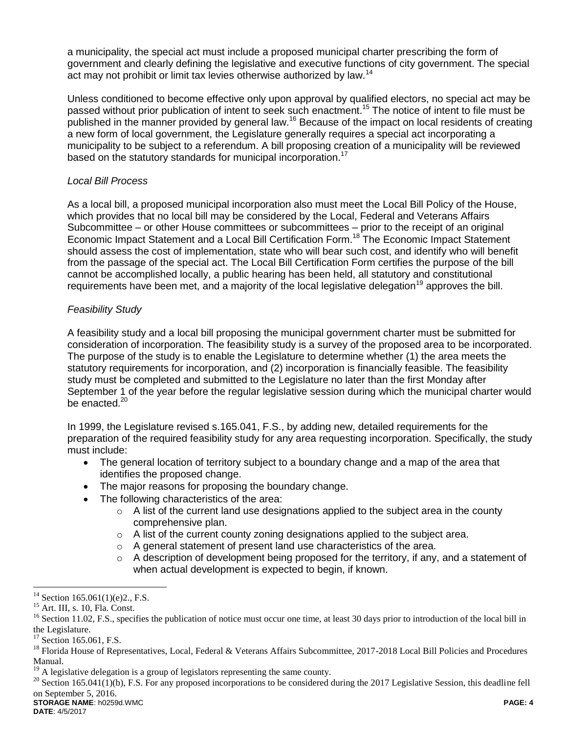a municipality, the special act must include a proposed municipal charter prescribing the form of government and clearly defining the legislative and executive functions of city government. The special act may not prohibit or limit tax levies otherwise authorized by law.[14]

Unless conditioned to become effective only upon approval by qualified electors, no special act may be passed without prior publication of intent to seek such enactment.[15] The notice of intent to file must be published in the manner provided by general law.[16] Because of the impact on local residents of creating a new form of local government, the Legislature generally requires a special act incorporating a municipality to be subject to a referendum. A bill proposing creation of a municipality will be reviewed based on the statutory standards for municipal incorporation.[17]

*Local Bill Process*

As a local bill, a proposed municipal incorporation also must meet the Local Bill Policy of the House, which provides that no local bill may be considered by the Local, Federal and Veterans Affairs Subcommittee – or other House committees or subcommittees – prior to the receipt of an original Economic Impact Statement and a Local Bill Certification Form.[18] The Economic Impact Statement should assess the cost of implementation, state who will bear such cost, and identify who will benefit from the passage of the special act. The Local Bill Certification Form certifies the purpose of the bill cannot be accomplished locally, a public hearing has been held, all statutory and constitutional requirements have been met, and a majority of the local legislative delegation[19] approves the bill.

*Feasibility Study*

A feasibility study and a local bill proposing the municipal government charter must be submitted for consideration of incorporation. The feasibility study is a survey of the proposed area to be incorporated. The purpose of the study is to enable the Legislature to determine whether (1) the area meets the statutory requirements for incorporation, and (2) incorporation is financially feasible. The feasibility study must be completed and submitted to the Legislature no later than the first Monday after September 1 of the year before the regular legislative session during which the municipal charter would be enacted.[20]

In 1999, the Legislature revised s.165.041, F.S., by adding new, detailed requirements for the preparation of the required feasibility study for any area requesting incorporation. Specifically, the study must include:

- The general location of territory subject to a boundary change and a map of the area that identifies the proposed change.
- The major reasons for proposing the boundary change.
- The following characteristics of the area:
  - A list of the current land use designations applied to the subject area in the county comprehensive plan.
  - A list of the current county zoning designations applied to the subject area.
  - A general statement of present land use characteristics of the area.
  - A description of development being proposed for the territory, if any, and a statement of when actual development is expected to begin, if known.

---

[14] Section 165.061(1)(e)2., F.S.

[15] Art. III, s. 10, Fla. Const.

[16] Section 11.02, F.S., specifies the publication of notice must occur one time, at least 30 days prior to introduction of the local bill in the Legislature.

[17] Section 165.061, F.S.

[18] Florida House of Representatives, Local, Federal & Veterans Affairs Subcommittee, 2017-2018 Local Bill Policies and Procedures Manual.

[19] A legislative delegation is a group of legislators representing the same county.

[20] Section 165.041(1)(b), F.S. For any proposed incorporations to be considered during the 2017 Legislative Session, this deadline fell on September 5, 2016.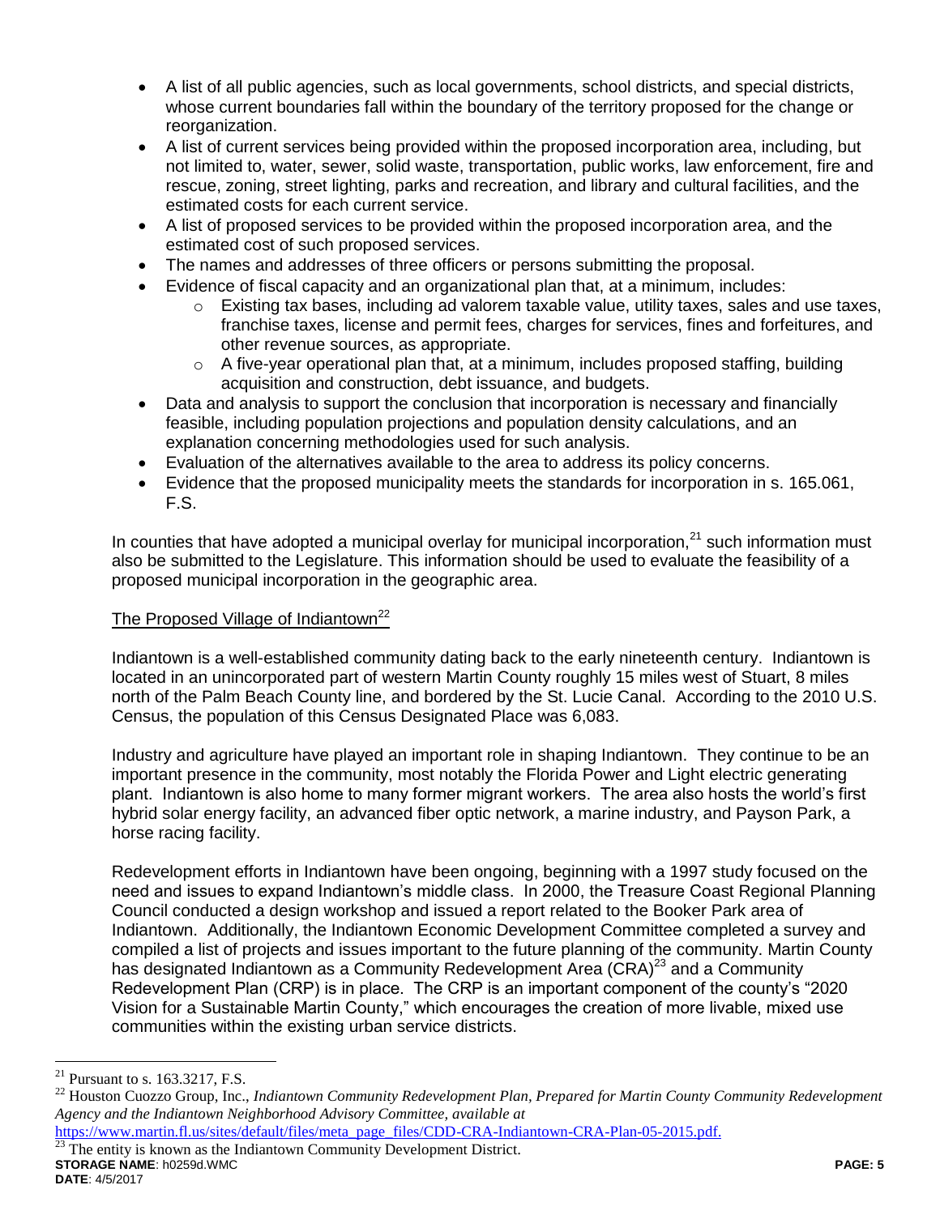- A list of all public agencies, such as local governments, school districts, and special districts, whose current boundaries fall within the boundary of the territory proposed for the change or reorganization.
- A list of current services being provided within the proposed incorporation area, including, but not limited to, water, sewer, solid waste, transportation, public works, law enforcement, fire and rescue, zoning, street lighting, parks and recreation, and library and cultural facilities, and the estimated costs for each current service.
- A list of proposed services to be provided within the proposed incorporation area, and the estimated cost of such proposed services.
- The names and addresses of three officers or persons submitting the proposal.
- Evidence of fiscal capacity and an organizational plan that, at a minimum, includes:
  - Existing tax bases, including ad valorem taxable value, utility taxes, sales and use taxes, franchise taxes, license and permit fees, charges for services, fines and forfeitures, and other revenue sources, as appropriate.
  - A five-year operational plan that, at a minimum, includes proposed staffing, building acquisition and construction, debt issuance, and budgets.
- Data and analysis to support the conclusion that incorporation is necessary and financially feasible, including population projections and population density calculations, and an explanation concerning methodologies used for such analysis.
- Evaluation of the alternatives available to the area to address its policy concerns.
- Evidence that the proposed municipality meets the standards for incorporation in s. 165.061, F.S.

In counties that have adopted a municipal overlay for municipal incorporation,[21] such information must also be submitted to the Legislature. This information should be used to evaluate the feasibility of a proposed municipal incorporation in the geographic area.

The Proposed Village of Indiantown[22]

Indiantown is a well-established community dating back to the early nineteenth century. Indiantown is located in an unincorporated part of western Martin County roughly 15 miles west of Stuart, 8 miles north of the Palm Beach County line, and bordered by the St. Lucie Canal. According to the 2010 U.S. Census, the population of this Census Designated Place was 6,083.

Industry and agriculture have played an important role in shaping Indiantown. They continue to be an important presence in the community, most notably the Florida Power and Light electric generating plant. Indiantown is also home to many former migrant workers. The area also hosts the world's first hybrid solar energy facility, an advanced fiber optic network, a marine industry, and Payson Park, a horse racing facility.

Redevelopment efforts in Indiantown have been ongoing, beginning with a 1997 study focused on the need and issues to expand Indiantown's middle class. In 2000, the Treasure Coast Regional Planning Council conducted a design workshop and issued a report related to the Booker Park area of Indiantown. Additionally, the Indiantown Economic Development Committee completed a survey and compiled a list of projects and issues important to the future planning of the community. Martin County has designated Indiantown as a Community Redevelopment Area (CRA)[23] and a Community Redevelopment Plan (CRP) is in place. The CRP is an important component of the county's "2020 Vision for a Sustainable Martin County," which encourages the creation of more livable, mixed use communities within the existing urban service districts.

---

[21] Pursuant to s. 163.3217, F.S.

[22] Houston Cuozzo Group, Inc., *Indiantown Community Redevelopment Plan, Prepared for Martin County Community Redevelopment Agency and the Indiantown Neighborhood Advisory Committee, available at* https://www.martin.fl.us/sites/default/files/meta_page_files/CDD-CRA-Indiantown-CRA-Plan-05-2015.pdf.

[23] The entity is known as the Indiantown Community Development District.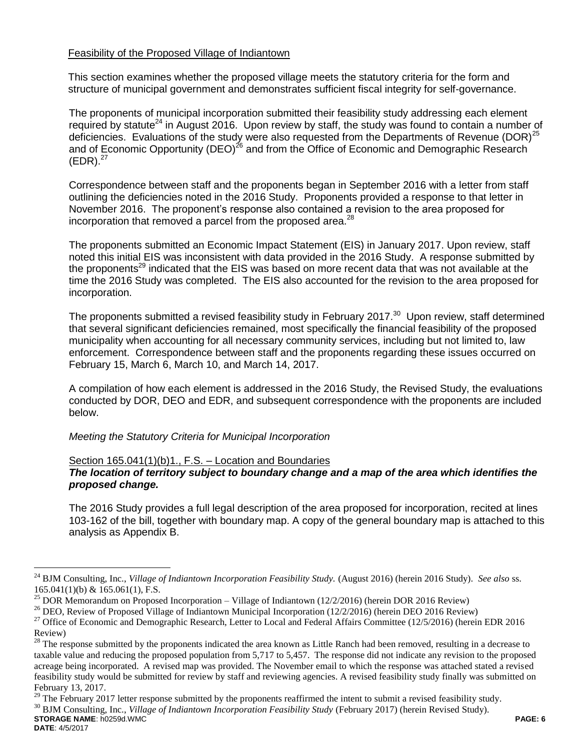Feasibility of the Proposed Village of Indiantown

This section examines whether the proposed village meets the statutory criteria for the form and structure of municipal government and demonstrates sufficient fiscal integrity for self-governance.

The proponents of municipal incorporation submitted their feasibility study addressing each element required by statute[24] in August 2016. Upon review by staff, the study was found to contain a number of deficiencies. Evaluations of the study were also requested from the Departments of Revenue (DOR)[25] and of Economic Opportunity (DEO)[26] and from the Office of Economic and Demographic Research (EDR).[27]

Correspondence between staff and the proponents began in September 2016 with a letter from staff outlining the deficiencies noted in the 2016 Study. Proponents provided a response to that letter in November 2016. The proponent's response also contained a revision to the area proposed for incorporation that removed a parcel from the proposed area.[28]

The proponents submitted an Economic Impact Statement (EIS) in January 2017. Upon review, staff noted this initial EIS was inconsistent with data provided in the 2016 Study. A response submitted by the proponents[29] indicated that the EIS was based on more recent data that was not available at the time the 2016 Study was completed. The EIS also accounted for the revision to the area proposed for incorporation.

The proponents submitted a revised feasibility study in February 2017.[30] Upon review, staff determined that several significant deficiencies remained, most specifically the financial feasibility of the proposed municipality when accounting for all necessary community services, including but not limited to, law enforcement. Correspondence between staff and the proponents regarding these issues occurred on February 15, March 6, March 10, and March 14, 2017.

A compilation of how each element is addressed in the 2016 Study, the Revised Study, the evaluations conducted by DOR, DEO and EDR, and subsequent correspondence with the proponents are included below.

*Meeting the Statutory Criteria for Municipal Incorporation*

Section 165.041(1)(b)1., F.S. – Location and Boundaries
***The location of territory subject to boundary change and a map of the area which identifies the proposed change.***

The 2016 Study provides a full legal description of the area proposed for incorporation, recited at lines 103-162 of the bill, together with boundary map. A copy of the general boundary map is attached to this analysis as Appendix B.

---

[24] BJM Consulting, Inc., *Village of Indiantown Incorporation Feasibility Study.* (August 2016) (herein 2016 Study). *See also* ss. 165.041(1)(b) & 165.061(1), F.S.

[25] DOR Memorandum on Proposed Incorporation – Village of Indiantown (12/2/2016) (herein DOR 2016 Review)

[26] DEO, Review of Proposed Village of Indiantown Municipal Incorporation (12/2/2016) (herein DEO 2016 Review)

[27] Office of Economic and Demographic Research, Letter to Local and Federal Affairs Committee (12/5/2016) (herein EDR 2016 Review)

[28] The response submitted by the proponents indicated the area known as Little Ranch had been removed, resulting in a decrease to taxable value and reducing the proposed population from 5,717 to 5,457. The response did not indicate any revision to the proposed acreage being incorporated. A revised map was provided. The November email to which the response was attached stated a revised feasibility study would be submitted for review by staff and reviewing agencies. A revised feasibility study finally was submitted on February 13, 2017.

[29] The February 2017 letter response submitted by the proponents reaffirmed the intent to submit a revised feasibility study.

[30] BJM Consulting, Inc., *Village of Indiantown Incorporation Feasibility Study* (February 2017) (herein Revised Study).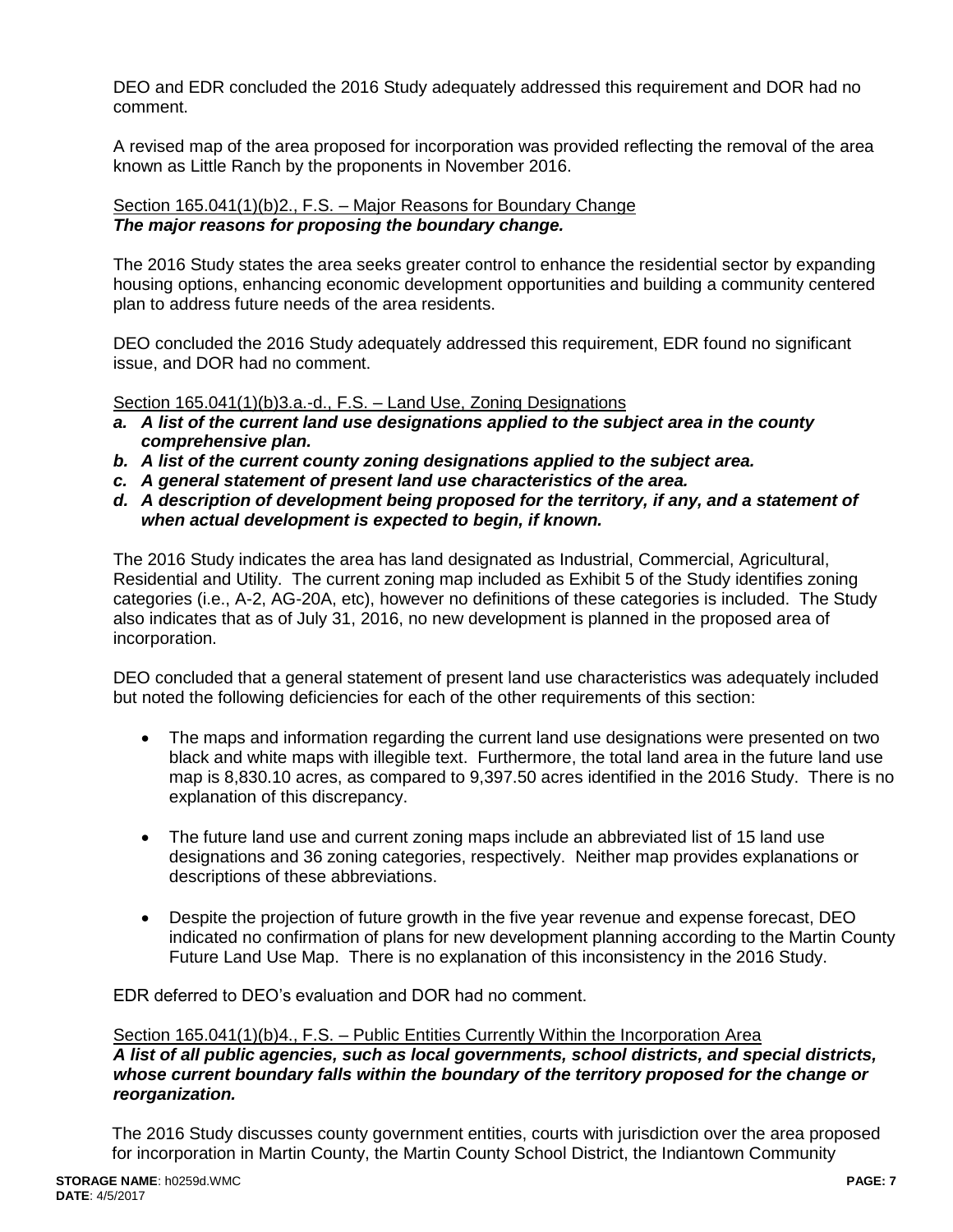DEO and EDR concluded the 2016 Study adequately addressed this requirement and DOR had no comment.

A revised map of the area proposed for incorporation was provided reflecting the removal of the area known as Little Ranch by the proponents in November 2016.

Section 165.041(1)(b)2., F.S. – Major Reasons for Boundary Change
***The major reasons for proposing the boundary change.***

The 2016 Study states the area seeks greater control to enhance the residential sector by expanding housing options, enhancing economic development opportunities and building a community centered plan to address future needs of the area residents.

DEO concluded the 2016 Study adequately addressed this requirement, EDR found no significant issue, and DOR had no comment.

Section 165.041(1)(b)3.a.-d., F.S. – Land Use, Zoning Designations

- ***a. A list of the current land use designations applied to the subject area in the county comprehensive plan.***
- ***b. A list of the current county zoning designations applied to the subject area.***
- ***c. A general statement of present land use characteristics of the area.***
- ***d. A description of development being proposed for the territory, if any, and a statement of when actual development is expected to begin, if known.***

The 2016 Study indicates the area has land designated as Industrial, Commercial, Agricultural, Residential and Utility. The current zoning map included as Exhibit 5 of the Study identifies zoning categories (i.e., A-2, AG-20A, etc), however no definitions of these categories is included. The Study also indicates that as of July 31, 2016, no new development is planned in the proposed area of incorporation.

DEO concluded that a general statement of present land use characteristics was adequately included but noted the following deficiencies for each of the other requirements of this section:

- The maps and information regarding the current land use designations were presented on two black and white maps with illegible text. Furthermore, the total land area in the future land use map is 8,830.10 acres, as compared to 9,397.50 acres identified in the 2016 Study. There is no explanation of this discrepancy.
- The future land use and current zoning maps include an abbreviated list of 15 land use designations and 36 zoning categories, respectively. Neither map provides explanations or descriptions of these abbreviations.
- Despite the projection of future growth in the five year revenue and expense forecast, DEO indicated no confirmation of plans for new development planning according to the Martin County Future Land Use Map. There is no explanation of this inconsistency in the 2016 Study.

EDR deferred to DEO's evaluation and DOR had no comment.

Section 165.041(1)(b)4., F.S. – Public Entities Currently Within the Incorporation Area
***A list of all public agencies, such as local governments, school districts, and special districts, whose current boundary falls within the boundary of the territory proposed for the change or reorganization.***

The 2016 Study discusses county government entities, courts with jurisdiction over the area proposed for incorporation in Martin County, the Martin County School District, the Indiantown Community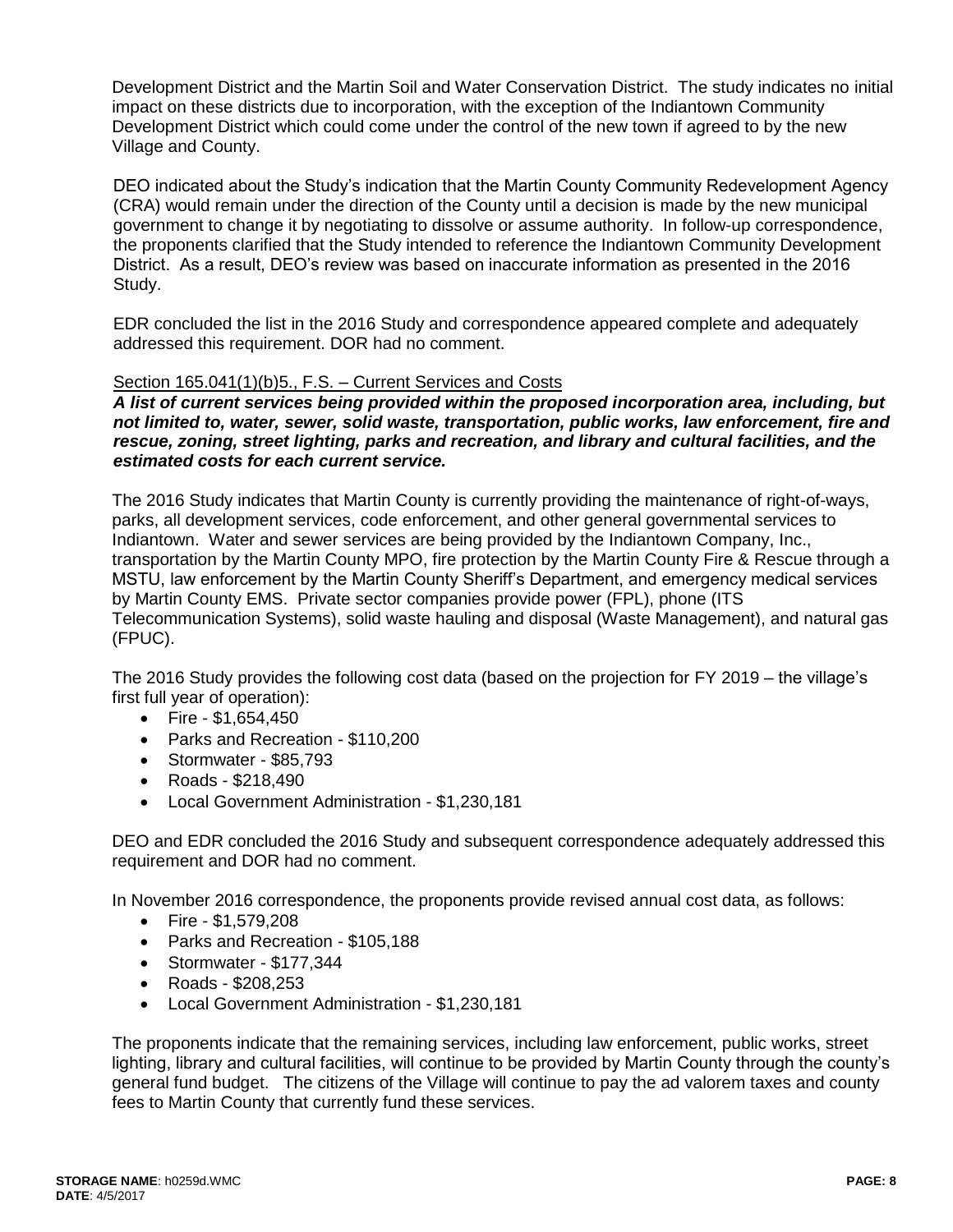Development District and the Martin Soil and Water Conservation District. The study indicates no initial impact on these districts due to incorporation, with the exception of the Indiantown Community Development District which could come under the control of the new town if agreed to by the new Village and County.

DEO indicated about the Study's indication that the Martin County Community Redevelopment Agency (CRA) would remain under the direction of the County until a decision is made by the new municipal government to change it by negotiating to dissolve or assume authority. In follow-up correspondence, the proponents clarified that the Study intended to reference the Indiantown Community Development District. As a result, DEO's review was based on inaccurate information as presented in the 2016 Study.

EDR concluded the list in the 2016 Study and correspondence appeared complete and adequately addressed this requirement. DOR had no comment.

Section 165.041(1)(b)5., F.S. – Current Services and Costs

***A list of current services being provided within the proposed incorporation area, including, but not limited to, water, sewer, solid waste, transportation, public works, law enforcement, fire and rescue, zoning, street lighting, parks and recreation, and library and cultural facilities, and the estimated costs for each current service.***

The 2016 Study indicates that Martin County is currently providing the maintenance of right-of-ways, parks, all development services, code enforcement, and other general governmental services to Indiantown. Water and sewer services are being provided by the Indiantown Company, Inc., transportation by the Martin County MPO, fire protection by the Martin County Fire & Rescue through a MSTU, law enforcement by the Martin County Sheriff's Department, and emergency medical services by Martin County EMS. Private sector companies provide power (FPL), phone (ITS Telecommunication Systems), solid waste hauling and disposal (Waste Management), and natural gas (FPUC).

The 2016 Study provides the following cost data (based on the projection for FY 2019 – the village's first full year of operation):

- Fire - $1,654,450
- Parks and Recreation - $110,200
- Stormwater - $85,793
- Roads - $218,490
- Local Government Administration - $1,230,181

DEO and EDR concluded the 2016 Study and subsequent correspondence adequately addressed this requirement and DOR had no comment.

In November 2016 correspondence, the proponents provide revised annual cost data, as follows:

- Fire - $1,579,208
- Parks and Recreation - $105,188
- Stormwater - $177,344
- Roads - $208,253
- Local Government Administration - $1,230,181

The proponents indicate that the remaining services, including law enforcement, public works, street lighting, library and cultural facilities, will continue to be provided by Martin County through the county's general fund budget. The citizens of the Village will continue to pay the ad valorem taxes and county fees to Martin County that currently fund these services.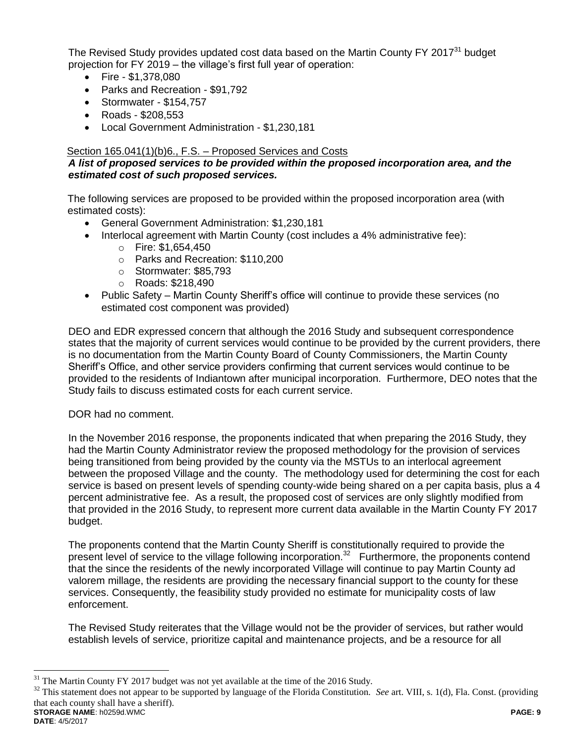The Revised Study provides updated cost data based on the Martin County FY 2017[31] budget projection for FY 2019 – the village's first full year of operation:

- Fire - $1,378,080
- Parks and Recreation - $91,792
- Stormwater - $154,757
- Roads - $208,553
- Local Government Administration - $1,230,181

Section 165.041(1)(b)6., F.S. – Proposed Services and Costs

***A list of proposed services to be provided within the proposed incorporation area, and the estimated cost of such proposed services.***

The following services are proposed to be provided within the proposed incorporation area (with estimated costs):

- General Government Administration: $1,230,181
- Interlocal agreement with Martin County (cost includes a 4% administrative fee):
  - Fire: $1,654,450
  - Parks and Recreation: $110,200
  - Stormwater: $85,793
  - Roads: $218,490
- Public Safety – Martin County Sheriff's office will continue to provide these services (no estimated cost component was provided)

DEO and EDR expressed concern that although the 2016 Study and subsequent correspondence states that the majority of current services would continue to be provided by the current providers, there is no documentation from the Martin County Board of County Commissioners, the Martin County Sheriff's Office, and other service providers confirming that current services would continue to be provided to the residents of Indiantown after municipal incorporation. Furthermore, DEO notes that the Study fails to discuss estimated costs for each current service.

DOR had no comment.

In the November 2016 response, the proponents indicated that when preparing the 2016 Study, they had the Martin County Administrator review the proposed methodology for the provision of services being transitioned from being provided by the county via the MSTUs to an interlocal agreement between the proposed Village and the county. The methodology used for determining the cost for each service is based on present levels of spending county-wide being shared on a per capita basis, plus a 4 percent administrative fee. As a result, the proposed cost of services are only slightly modified from that provided in the 2016 Study, to represent more current data available in the Martin County FY 2017 budget.

The proponents contend that the Martin County Sheriff is constitutionally required to provide the present level of service to the village following incorporation.[32] Furthermore, the proponents contend that the since the residents of the newly incorporated Village will continue to pay Martin County ad valorem millage, the residents are providing the necessary financial support to the county for these services. Consequently, the feasibility study provided no estimate for municipality costs of law enforcement.

The Revised Study reiterates that the Village would not be the provider of services, but rather would establish levels of service, prioritize capital and maintenance projects, and be a resource for all

[31] The Martin County FY 2017 budget was not yet available at the time of the 2016 Study.

[32] This statement does not appear to be supported by language of the Florida Constitution. *See* art. VIII, s. 1(d), Fla. Const. (providing that each county shall have a sheriff).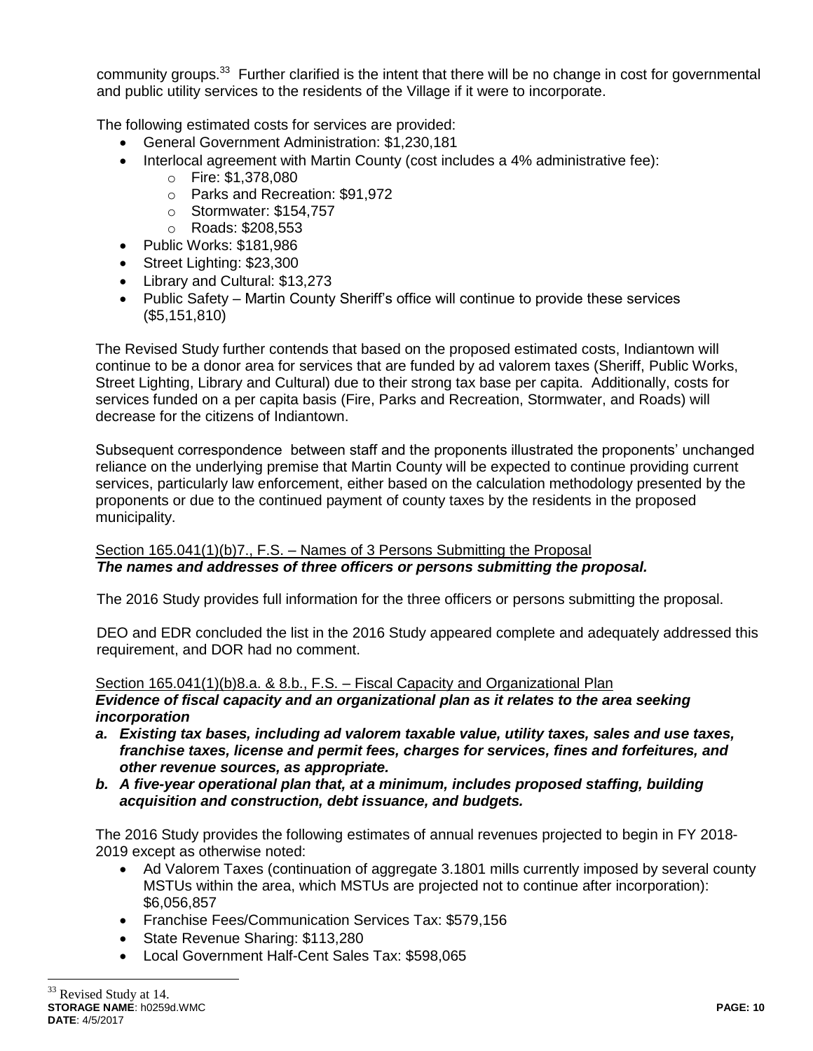community groups.[33] Further clarified is the intent that there will be no change in cost for governmental and public utility services to the residents of the Village if it were to incorporate.

The following estimated costs for services are provided:

- General Government Administration: $1,230,181
- Interlocal agreement with Martin County (cost includes a 4% administrative fee):
  - Fire: $1,378,080
  - Parks and Recreation: $91,972
  - Stormwater: $154,757
  - Roads: $208,553
- Public Works: $181,986
- Street Lighting: $23,300
- Library and Cultural: $13,273
- Public Safety – Martin County Sheriff's office will continue to provide these services ($5,151,810)

The Revised Study further contends that based on the proposed estimated costs, Indiantown will continue to be a donor area for services that are funded by ad valorem taxes (Sheriff, Public Works, Street Lighting, Library and Cultural) due to their strong tax base per capita. Additionally, costs for services funded on a per capita basis (Fire, Parks and Recreation, Stormwater, and Roads) will decrease for the citizens of Indiantown.

Subsequent correspondence between staff and the proponents illustrated the proponents' unchanged reliance on the underlying premise that Martin County will be expected to continue providing current services, particularly law enforcement, either based on the calculation methodology presented by the proponents or due to the continued payment of county taxes by the residents in the proposed municipality.

Section 165.041(1)(b)7., F.S. – Names of 3 Persons Submitting the Proposal
***The names and addresses of three officers or persons submitting the proposal.***

The 2016 Study provides full information for the three officers or persons submitting the proposal.

DEO and EDR concluded the list in the 2016 Study appeared complete and adequately addressed this requirement, and DOR had no comment.

Section 165.041(1)(b)8.a. & 8.b., F.S. – Fiscal Capacity and Organizational Plan
***Evidence of fiscal capacity and an organizational plan as it relates to the area seeking incorporation***

***a. Existing tax bases, including ad valorem taxable value, utility taxes, sales and use taxes, franchise taxes, license and permit fees, charges for services, fines and forfeitures, and other revenue sources, as appropriate.***

***b. A five-year operational plan that, at a minimum, includes proposed staffing, building acquisition and construction, debt issuance, and budgets.***

The 2016 Study provides the following estimates of annual revenues projected to begin in FY 2018-2019 except as otherwise noted:

- Ad Valorem Taxes (continuation of aggregate 3.1801 mills currently imposed by several county MSTUs within the area, which MSTUs are projected not to continue after incorporation): $6,056,857
- Franchise Fees/Communication Services Tax: $579,156
- State Revenue Sharing: $113,280
- Local Government Half-Cent Sales Tax: $598,065

[33] Revised Study at 14.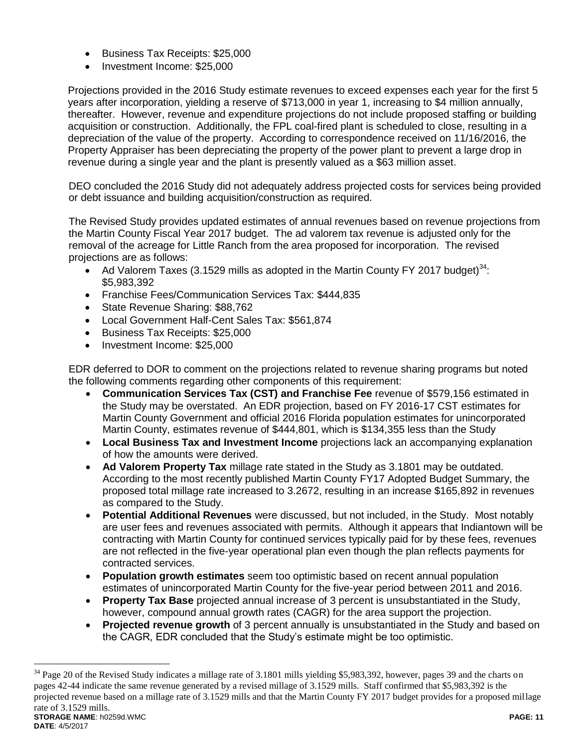- Business Tax Receipts: $25,000
- Investment Income: $25,000

Projections provided in the 2016 Study estimate revenues to exceed expenses each year for the first 5 years after incorporation, yielding a reserve of $713,000 in year 1, increasing to $4 million annually, thereafter. However, revenue and expenditure projections do not include proposed staffing or building acquisition or construction. Additionally, the FPL coal-fired plant is scheduled to close, resulting in a depreciation of the value of the property. According to correspondence received on 11/16/2016, the Property Appraiser has been depreciating the property of the power plant to prevent a large drop in revenue during a single year and the plant is presently valued as a $63 million asset.

DEO concluded the 2016 Study did not adequately address projected costs for services being provided or debt issuance and building acquisition/construction as required.

The Revised Study provides updated estimates of annual revenues based on revenue projections from the Martin County Fiscal Year 2017 budget. The ad valorem tax revenue is adjusted only for the removal of the acreage for Little Ranch from the area proposed for incorporation. The revised projections are as follows:

- Ad Valorem Taxes (3.1529 mills as adopted in the Martin County FY 2017 budget)[34]: $5,983,392
- Franchise Fees/Communication Services Tax: $444,835
- State Revenue Sharing: $88,762
- Local Government Half-Cent Sales Tax: $561,874
- Business Tax Receipts: $25,000
- Investment Income: $25,000

EDR deferred to DOR to comment on the projections related to revenue sharing programs but noted the following comments regarding other components of this requirement:

- **Communication Services Tax (CST) and Franchise Fee** revenue of $579,156 estimated in the Study may be overstated. An EDR projection, based on FY 2016-17 CST estimates for Martin County Government and official 2016 Florida population estimates for unincorporated Martin County, estimates revenue of $444,801, which is $134,355 less than the Study
- **Local Business Tax and Investment Income** projections lack an accompanying explanation of how the amounts were derived.
- **Ad Valorem Property Tax** millage rate stated in the Study as 3.1801 may be outdated. According to the most recently published Martin County FY17 Adopted Budget Summary, the proposed total millage rate increased to 3.2672, resulting in an increase $165,892 in revenues as compared to the Study.
- **Potential Additional Revenues** were discussed, but not included, in the Study. Most notably are user fees and revenues associated with permits. Although it appears that Indiantown will be contracting with Martin County for continued services typically paid for by these fees, revenues are not reflected in the five-year operational plan even though the plan reflects payments for contracted services.
- **Population growth estimates** seem too optimistic based on recent annual population estimates of unincorporated Martin County for the five-year period between 2011 and 2016.
- **Property Tax Base** projected annual increase of 3 percent is unsubstantiated in the Study, however, compound annual growth rates (CAGR) for the area support the projection.
- **Projected revenue growth** of 3 percent annually is unsubstantiated in the Study and based on the CAGR, EDR concluded that the Study's estimate might be too optimistic.

[34] Page 20 of the Revised Study indicates a millage rate of 3.1801 mills yielding $5,983,392, however, pages 39 and the charts on pages 42-44 indicate the same revenue generated by a revised millage of 3.1529 mills. Staff confirmed that $5,983,392 is the projected revenue based on a millage rate of 3.1529 mills and that the Martin County FY 2017 budget provides for a proposed millage rate of 3.1529 mills.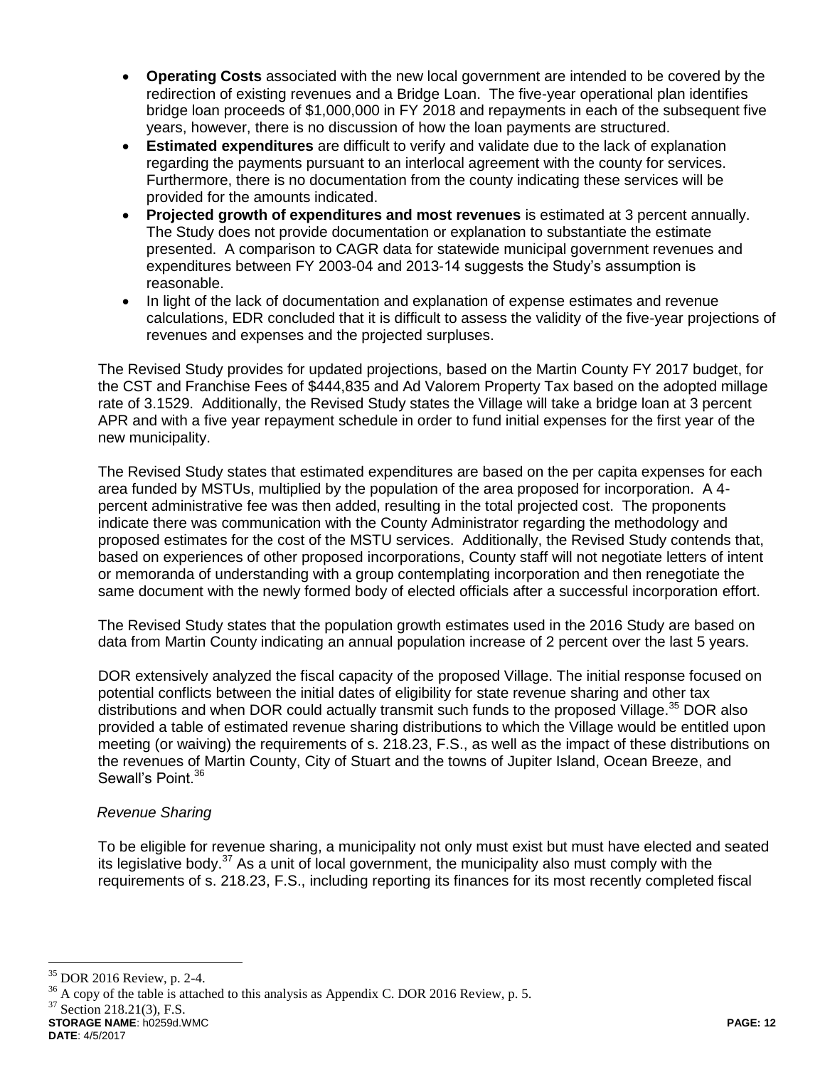- **Operating Costs** associated with the new local government are intended to be covered by the redirection of existing revenues and a Bridge Loan. The five-year operational plan identifies bridge loan proceeds of $1,000,000 in FY 2018 and repayments in each of the subsequent five years, however, there is no discussion of how the loan payments are structured.
- **Estimated expenditures** are difficult to verify and validate due to the lack of explanation regarding the payments pursuant to an interlocal agreement with the county for services. Furthermore, there is no documentation from the county indicating these services will be provided for the amounts indicated.
- **Projected growth of expenditures and most revenues** is estimated at 3 percent annually. The Study does not provide documentation or explanation to substantiate the estimate presented. A comparison to CAGR data for statewide municipal government revenues and expenditures between FY 2003-04 and 2013-14 suggests the Study's assumption is reasonable.
- In light of the lack of documentation and explanation of expense estimates and revenue calculations, EDR concluded that it is difficult to assess the validity of the five-year projections of revenues and expenses and the projected surpluses.

The Revised Study provides for updated projections, based on the Martin County FY 2017 budget, for the CST and Franchise Fees of $444,835 and Ad Valorem Property Tax based on the adopted millage rate of 3.1529. Additionally, the Revised Study states the Village will take a bridge loan at 3 percent APR and with a five year repayment schedule in order to fund initial expenses for the first year of the new municipality.

The Revised Study states that estimated expenditures are based on the per capita expenses for each area funded by MSTUs, multiplied by the population of the area proposed for incorporation. A 4-percent administrative fee was then added, resulting in the total projected cost. The proponents indicate there was communication with the County Administrator regarding the methodology and proposed estimates for the cost of the MSTU services. Additionally, the Revised Study contends that, based on experiences of other proposed incorporations, County staff will not negotiate letters of intent or memoranda of understanding with a group contemplating incorporation and then renegotiate the same document with the newly formed body of elected officials after a successful incorporation effort.

The Revised Study states that the population growth estimates used in the 2016 Study are based on data from Martin County indicating an annual population increase of 2 percent over the last 5 years.

DOR extensively analyzed the fiscal capacity of the proposed Village. The initial response focused on potential conflicts between the initial dates of eligibility for state revenue sharing and other tax distributions and when DOR could actually transmit such funds to the proposed Village.[35] DOR also provided a table of estimated revenue sharing distributions to which the Village would be entitled upon meeting (or waiving) the requirements of s. 218.23, F.S., as well as the impact of these distributions on the revenues of Martin County, City of Stuart and the towns of Jupiter Island, Ocean Breeze, and Sewall's Point.[36]

*Revenue Sharing*

To be eligible for revenue sharing, a municipality not only must exist but must have elected and seated its legislative body.[37] As a unit of local government, the municipality also must comply with the requirements of s. 218.23, F.S., including reporting its finances for its most recently completed fiscal

[35] DOR 2016 Review, p. 2-4.
[36] A copy of the table is attached to this analysis as Appendix C. DOR 2016 Review, p. 5.
[37] Section 218.21(3), F.S.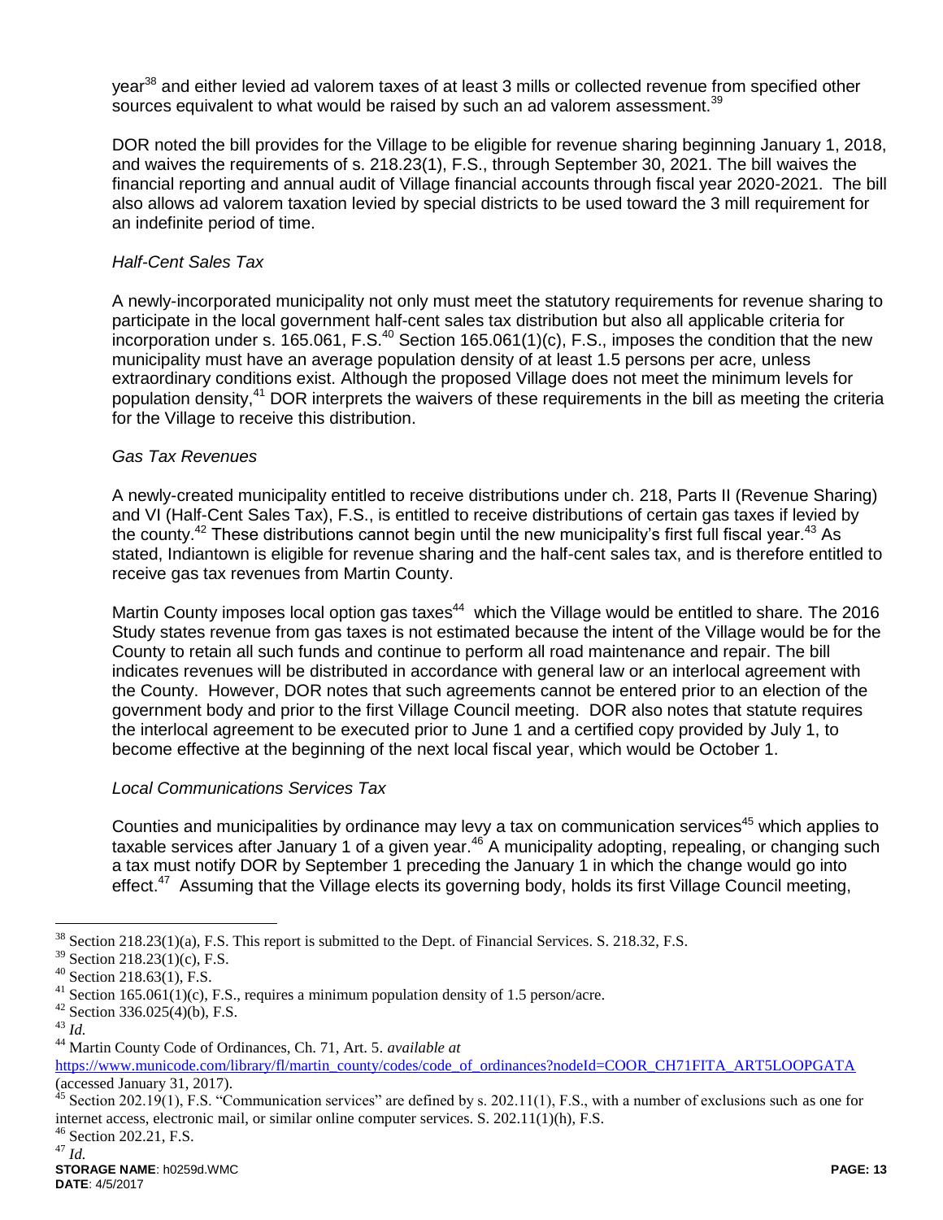year[38] and either levied ad valorem taxes of at least 3 mills or collected revenue from specified other sources equivalent to what would be raised by such an ad valorem assessment.[39]

DOR noted the bill provides for the Village to be eligible for revenue sharing beginning January 1, 2018, and waives the requirements of s. 218.23(1), F.S., through September 30, 2021. The bill waives the financial reporting and annual audit of Village financial accounts through fiscal year 2020-2021. The bill also allows ad valorem taxation levied by special districts to be used toward the 3 mill requirement for an indefinite period of time.

*Half-Cent Sales Tax*

A newly-incorporated municipality not only must meet the statutory requirements for revenue sharing to participate in the local government half-cent sales tax distribution but also all applicable criteria for incorporation under s. 165.061, F.S.[40] Section 165.061(1)(c), F.S., imposes the condition that the new municipality must have an average population density of at least 1.5 persons per acre, unless extraordinary conditions exist. Although the proposed Village does not meet the minimum levels for population density,[41] DOR interprets the waivers of these requirements in the bill as meeting the criteria for the Village to receive this distribution.

*Gas Tax Revenues*

A newly-created municipality entitled to receive distributions under ch. 218, Parts II (Revenue Sharing) and VI (Half-Cent Sales Tax), F.S., is entitled to receive distributions of certain gas taxes if levied by the county.[42] These distributions cannot begin until the new municipality's first full fiscal year.[43] As stated, Indiantown is eligible for revenue sharing and the half-cent sales tax, and is therefore entitled to receive gas tax revenues from Martin County.

Martin County imposes local option gas taxes[44] which the Village would be entitled to share. The 2016 Study states revenue from gas taxes is not estimated because the intent of the Village would be for the County to retain all such funds and continue to perform all road maintenance and repair. The bill indicates revenues will be distributed in accordance with general law or an interlocal agreement with the County. However, DOR notes that such agreements cannot be entered prior to an election of the government body and prior to the first Village Council meeting. DOR also notes that statute requires the interlocal agreement to be executed prior to June 1 and a certified copy provided by July 1, to become effective at the beginning of the next local fiscal year, which would be October 1.

*Local Communications Services Tax*

Counties and municipalities by ordinance may levy a tax on communication services[45] which applies to taxable services after January 1 of a given year.[46] A municipality adopting, repealing, or changing such a tax must notify DOR by September 1 preceding the January 1 in which the change would go into effect.[47] Assuming that the Village elects its governing body, holds its first Village Council meeting,

---

[38] Section 218.23(1)(a), F.S. This report is submitted to the Dept. of Financial Services. S. 218.32, F.S.

[39] Section 218.23(1)(c), F.S.

[40] Section 218.63(1), F.S.

[41] Section 165.061(1)(c), F.S., requires a minimum population density of 1.5 person/acre.

[42] Section 336.025(4)(b), F.S.

[43] *Id.*

[44] Martin County Code of Ordinances, Ch. 71, Art. 5. *available at* https://www.municode.com/library/fl/martin_county/codes/code_of_ordinances?nodeId=COOR_CH71FITA_ART5LOOPGATA (accessed January 31, 2017).

[45] Section 202.19(1), F.S. "Communication services" are defined by s. 202.11(1), F.S., with a number of exclusions such as one for internet access, electronic mail, or similar online computer services. S. 202.11(1)(h), F.S.

[46] Section 202.21, F.S.

[47] *Id.*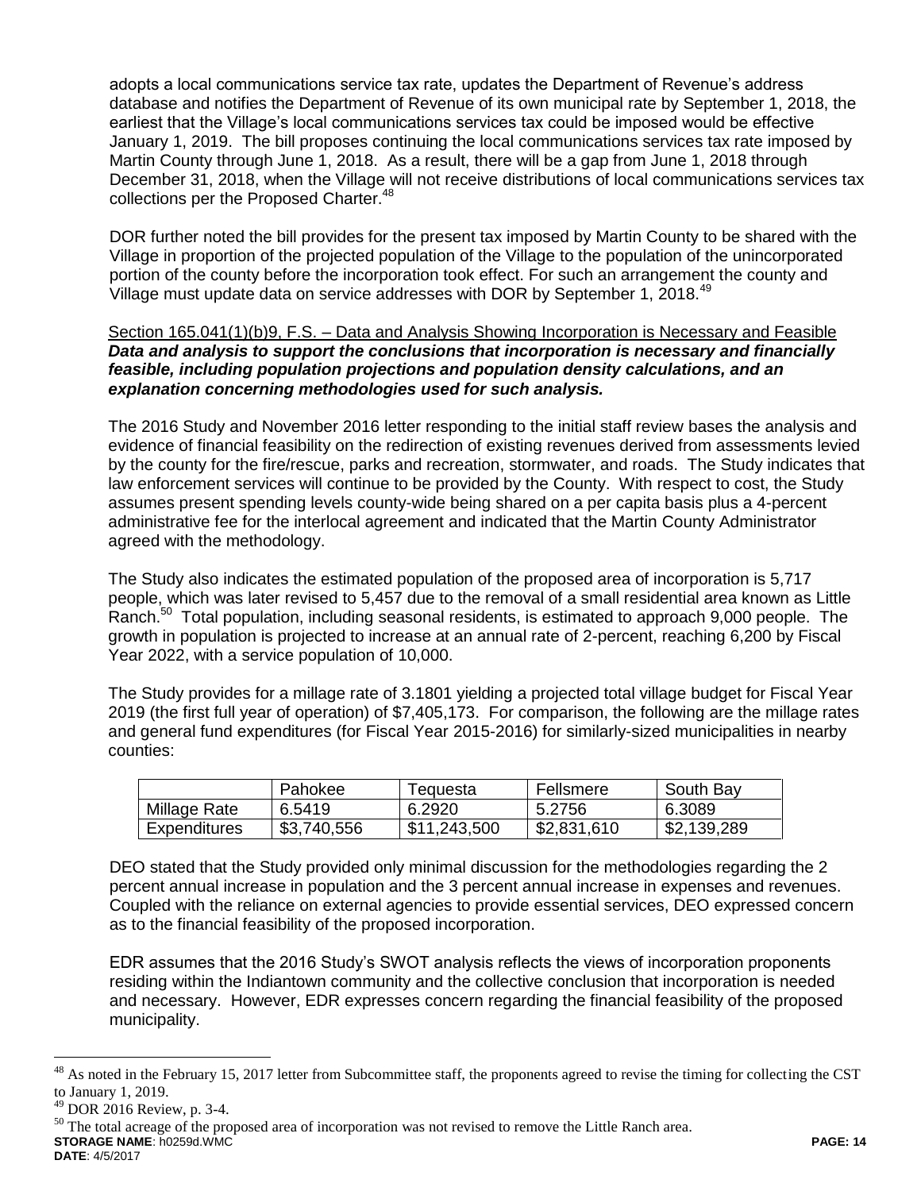adopts a local communications service tax rate, updates the Department of Revenue's address database and notifies the Department of Revenue of its own municipal rate by September 1, 2018, the earliest that the Village's local communications services tax could be imposed would be effective January 1, 2019. The bill proposes continuing the local communications services tax rate imposed by Martin County through June 1, 2018. As a result, there will be a gap from June 1, 2018 through December 31, 2018, when the Village will not receive distributions of local communications services tax collections per the Proposed Charter.[48]

DOR further noted the bill provides for the present tax imposed by Martin County to be shared with the Village in proportion of the projected population of the Village to the population of the unincorporated portion of the county before the incorporation took effect. For such an arrangement the county and Village must update data on service addresses with DOR by September 1, 2018.[49]

Section 165.041(1)(b)9, F.S. – Data and Analysis Showing Incorporation is Necessary and Feasible
***Data and analysis to support the conclusions that incorporation is necessary and financially feasible, including population projections and population density calculations, and an explanation concerning methodologies used for such analysis.***

The 2016 Study and November 2016 letter responding to the initial staff review bases the analysis and evidence of financial feasibility on the redirection of existing revenues derived from assessments levied by the county for the fire/rescue, parks and recreation, stormwater, and roads. The Study indicates that law enforcement services will continue to be provided by the County. With respect to cost, the Study assumes present spending levels county-wide being shared on a per capita basis plus a 4-percent administrative fee for the interlocal agreement and indicated that the Martin County Administrator agreed with the methodology.

The Study also indicates the estimated population of the proposed area of incorporation is 5,717 people, which was later revised to 5,457 due to the removal of a small residential area known as Little Ranch.[50] Total population, including seasonal residents, is estimated to approach 9,000 people. The growth in population is projected to increase at an annual rate of 2-percent, reaching 6,200 by Fiscal Year 2022, with a service population of 10,000.

The Study provides for a millage rate of 3.1801 yielding a projected total village budget for Fiscal Year 2019 (the first full year of operation) of $7,405,173. For comparison, the following are the millage rates and general fund expenditures (for Fiscal Year 2015-2016) for similarly-sized municipalities in nearby counties:

| | Pahokee | Tequesta | Fellsmere | South Bay |
|---|---|---|---|---|
| Millage Rate | 6.5419 | 6.2920 | 5.2756 | 6.3089 |
| Expenditures | $3,740,556 | $11,243,500 | $2,831,610 | $2,139,289 |

DEO stated that the Study provided only minimal discussion for the methodologies regarding the 2 percent annual increase in population and the 3 percent annual increase in expenses and revenues. Coupled with the reliance on external agencies to provide essential services, DEO expressed concern as to the financial feasibility of the proposed incorporation.

EDR assumes that the 2016 Study's SWOT analysis reflects the views of incorporation proponents residing within the Indiantown community and the collective conclusion that incorporation is needed and necessary. However, EDR expresses concern regarding the financial feasibility of the proposed municipality.

---

[48] As noted in the February 15, 2017 letter from Subcommittee staff, the proponents agreed to revise the timing for collecting the CST to January 1, 2019.

[49] DOR 2016 Review, p. 3-4.

[50] The total acreage of the proposed area of incorporation was not revised to remove the Little Ranch area.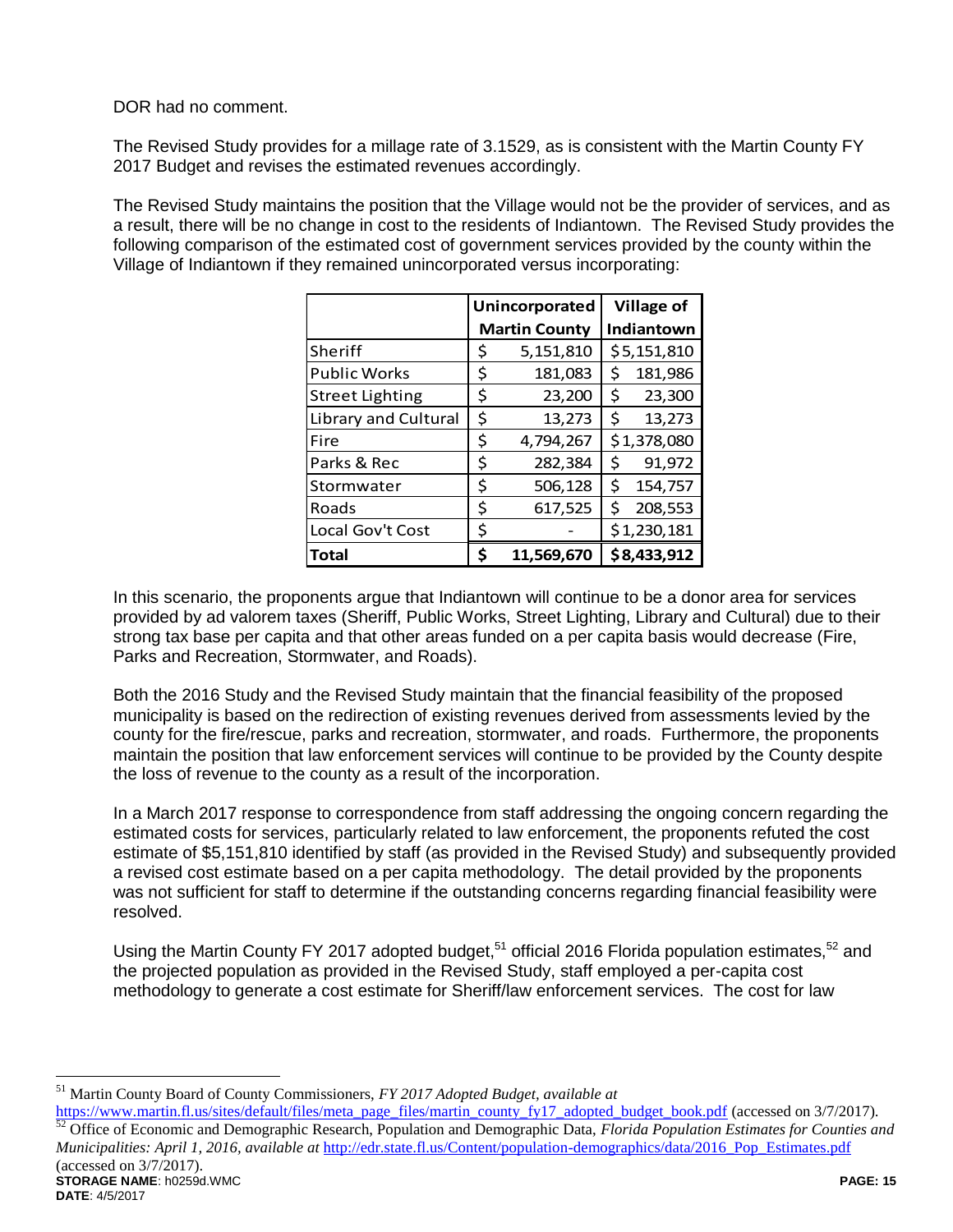DOR had no comment.

The Revised Study provides for a millage rate of 3.1529, as is consistent with the Martin County FY 2017 Budget and revises the estimated revenues accordingly.

The Revised Study maintains the position that the Village would not be the provider of services, and as a result, there will be no change in cost to the residents of Indiantown. The Revised Study provides the following comparison of the estimated cost of government services provided by the county within the Village of Indiantown if they remained unincorporated versus incorporating:

| | Unincorporated Martin County | Village of Indiantown |
|---|---|---|
| Sheriff | $ 5,151,810 | $5,151,810 |
| Public Works | $ 181,083 | $ 181,986 |
| Street Lighting | $ 23,200 | $ 23,300 |
| Library and Cultural | $ 13,273 | $ 13,273 |
| Fire | $ 4,794,267 | $1,378,080 |
| Parks & Rec | $ 282,384 | $ 91,972 |
| Stormwater | $ 506,128 | $ 154,757 |
| Roads | $ 617,525 | $ 208,553 |
| Local Gov't Cost | $ - | $1,230,181 |
| **Total** | **$ 11,569,670** | **$8,433,912** |

In this scenario, the proponents argue that Indiantown will continue to be a donor area for services provided by ad valorem taxes (Sheriff, Public Works, Street Lighting, Library and Cultural) due to their strong tax base per capita and that other areas funded on a per capita basis would decrease (Fire, Parks and Recreation, Stormwater, and Roads).

Both the 2016 Study and the Revised Study maintain that the financial feasibility of the proposed municipality is based on the redirection of existing revenues derived from assessments levied by the county for the fire/rescue, parks and recreation, stormwater, and roads. Furthermore, the proponents maintain the position that law enforcement services will continue to be provided by the County despite the loss of revenue to the county as a result of the incorporation.

In a March 2017 response to correspondence from staff addressing the ongoing concern regarding the estimated costs for services, particularly related to law enforcement, the proponents refuted the cost estimate of $5,151,810 identified by staff (as provided in the Revised Study) and subsequently provided a revised cost estimate based on a per capita methodology. The detail provided by the proponents was not sufficient for staff to determine if the outstanding concerns regarding financial feasibility were resolved.

Using the Martin County FY 2017 adopted budget,[51] official 2016 Florida population estimates,[52] and the projected population as provided in the Revised Study, staff employed a per-capita cost methodology to generate a cost estimate for Sheriff/law enforcement services. The cost for law

[51] Martin County Board of County Commissioners, *FY 2017 Adopted Budget*, *available at* https://www.martin.fl.us/sites/default/files/meta_page_files/martin_county_fy17_adopted_budget_book.pdf (accessed on 3/7/2017).

[52] Office of Economic and Demographic Research, Population and Demographic Data, *Florida Population Estimates for Counties and Municipalities: April 1, 2016*, *available at* http://edr.state.fl.us/Content/population-demographics/data/2016_Pop_Estimates.pdf (accessed on 3/7/2017).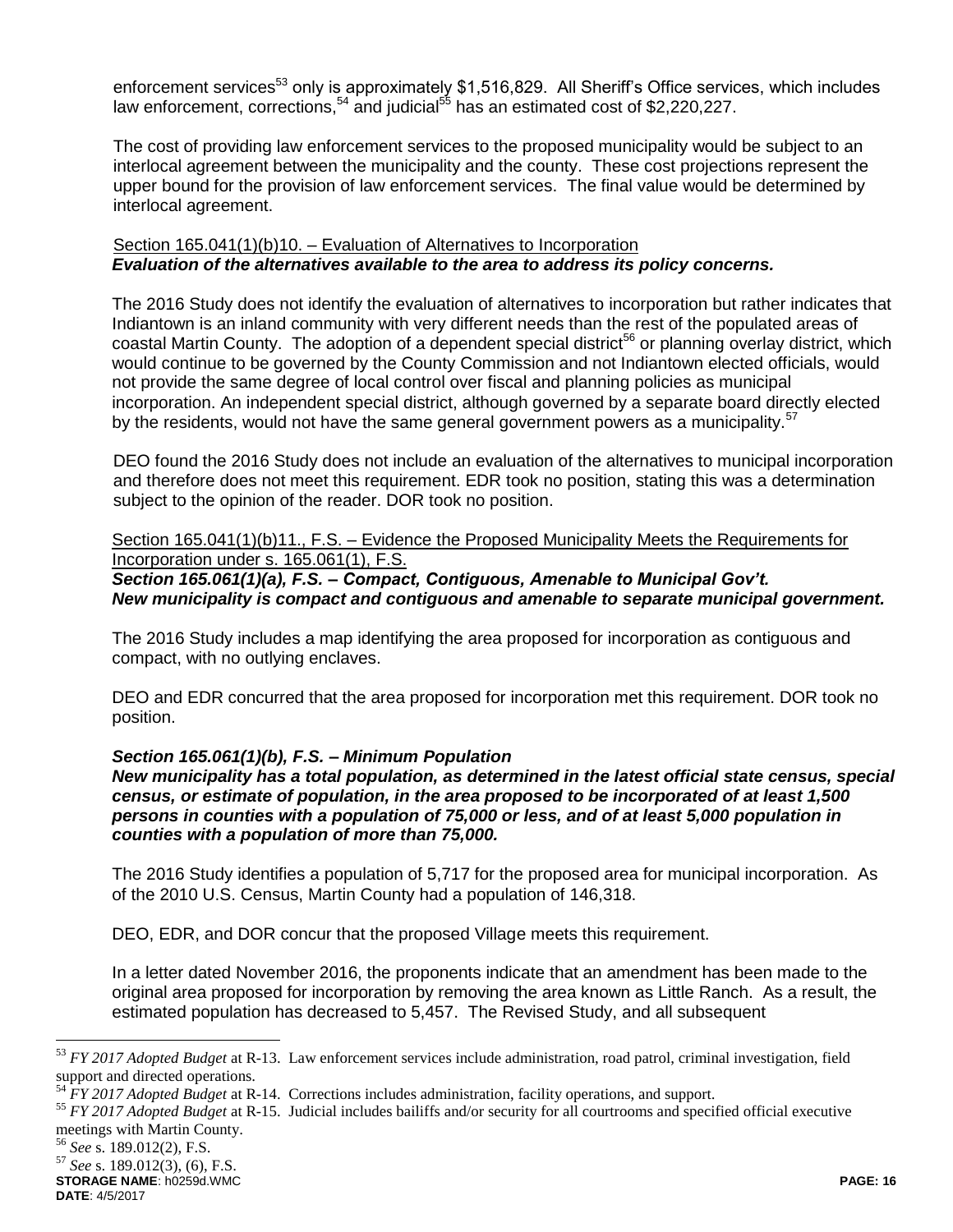enforcement services[53] only is approximately $1,516,829. All Sheriff's Office services, which includes law enforcement, corrections,[54] and judicial[55] has an estimated cost of $2,220,227.

The cost of providing law enforcement services to the proposed municipality would be subject to an interlocal agreement between the municipality and the county. These cost projections represent the upper bound for the provision of law enforcement services. The final value would be determined by interlocal agreement.

<u>Section 165.041(1)(b)10. – Evaluation of Alternatives to Incorporation</u>
***Evaluation of the alternatives available to the area to address its policy concerns.***

The 2016 Study does not identify the evaluation of alternatives to incorporation but rather indicates that Indiantown is an inland community with very different needs than the rest of the populated areas of coastal Martin County. The adoption of a dependent special district[56] or planning overlay district, which would continue to be governed by the County Commission and not Indiantown elected officials, would not provide the same degree of local control over fiscal and planning policies as municipal incorporation. An independent special district, although governed by a separate board directly elected by the residents, would not have the same general government powers as a municipality.[57]

DEO found the 2016 Study does not include an evaluation of the alternatives to municipal incorporation and therefore does not meet this requirement. EDR took no position, stating this was a determination subject to the opinion of the reader. DOR took no position.

<u>Section 165.041(1)(b)11., F.S. – Evidence the Proposed Municipality Meets the Requirements for Incorporation under s. 165.061(1), F.S.</u>
***Section 165.061(1)(a), F.S. – Compact, Contiguous, Amenable to Municipal Gov't.***
***New municipality is compact and contiguous and amenable to separate municipal government.***

The 2016 Study includes a map identifying the area proposed for incorporation as contiguous and compact, with no outlying enclaves.

DEO and EDR concurred that the area proposed for incorporation met this requirement. DOR took no position.

***Section 165.061(1)(b), F.S. – Minimum Population***
***New municipality has a total population, as determined in the latest official state census, special census, or estimate of population, in the area proposed to be incorporated of at least 1,500 persons in counties with a population of 75,000 or less, and of at least 5,000 population in counties with a population of more than 75,000.***

The 2016 Study identifies a population of 5,717 for the proposed area for municipal incorporation. As of the 2010 U.S. Census, Martin County had a population of 146,318.

DEO, EDR, and DOR concur that the proposed Village meets this requirement.

In a letter dated November 2016, the proponents indicate that an amendment has been made to the original area proposed for incorporation by removing the area known as Little Ranch. As a result, the estimated population has decreased to 5,457. The Revised Study, and all subsequent

---

[53] *FY 2017 Adopted Budget* at R-13. Law enforcement services include administration, road patrol, criminal investigation, field support and directed operations.

[54] *FY 2017 Adopted Budget* at R-14. Corrections includes administration, facility operations, and support.

[55] *FY 2017 Adopted Budget* at R-15. Judicial includes bailiffs and/or security for all courtrooms and specified official executive meetings with Martin County.

[56] *See* s. 189.012(2), F.S.

[57] *See* s. 189.012(3), (6), F.S.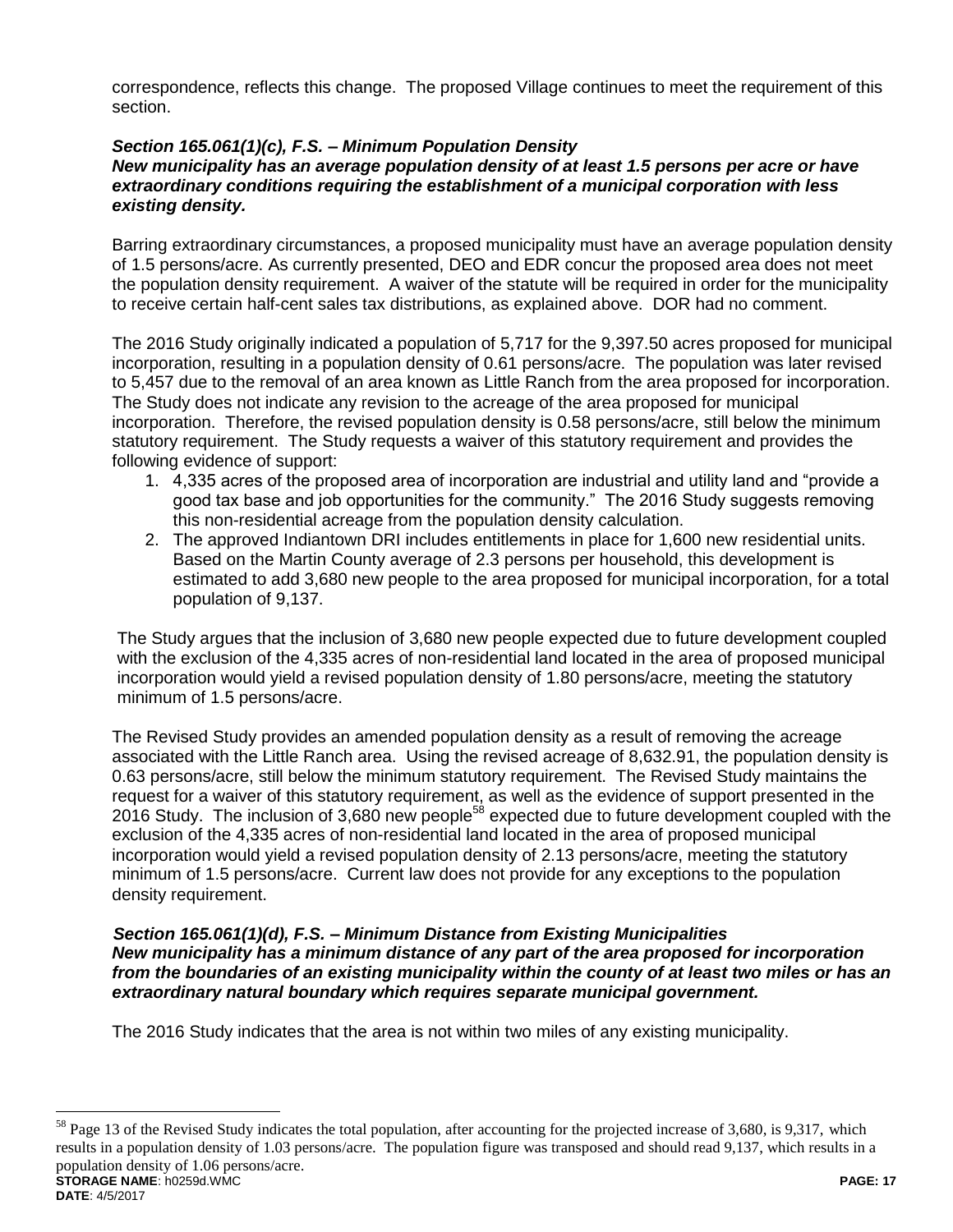correspondence, reflects this change. The proposed Village continues to meet the requirement of this section.

***Section 165.061(1)(c), F.S. – Minimum Population Density***
***New municipality has an average population density of at least 1.5 persons per acre or have extraordinary conditions requiring the establishment of a municipal corporation with less existing density.***

Barring extraordinary circumstances, a proposed municipality must have an average population density of 1.5 persons/acre. As currently presented, DEO and EDR concur the proposed area does not meet the population density requirement. A waiver of the statute will be required in order for the municipality to receive certain half-cent sales tax distributions, as explained above. DOR had no comment.

The 2016 Study originally indicated a population of 5,717 for the 9,397.50 acres proposed for municipal incorporation, resulting in a population density of 0.61 persons/acre. The population was later revised to 5,457 due to the removal of an area known as Little Ranch from the area proposed for incorporation. The Study does not indicate any revision to the acreage of the area proposed for municipal incorporation. Therefore, the revised population density is 0.58 persons/acre, still below the minimum statutory requirement. The Study requests a waiver of this statutory requirement and provides the following evidence of support:

1. 4,335 acres of the proposed area of incorporation are industrial and utility land and "provide a good tax base and job opportunities for the community." The 2016 Study suggests removing this non-residential acreage from the population density calculation.
2. The approved Indiantown DRI includes entitlements in place for 1,600 new residential units. Based on the Martin County average of 2.3 persons per household, this development is estimated to add 3,680 new people to the area proposed for municipal incorporation, for a total population of 9,137.

The Study argues that the inclusion of 3,680 new people expected due to future development coupled with the exclusion of the 4,335 acres of non-residential land located in the area of proposed municipal incorporation would yield a revised population density of 1.80 persons/acre, meeting the statutory minimum of 1.5 persons/acre.

The Revised Study provides an amended population density as a result of removing the acreage associated with the Little Ranch area. Using the revised acreage of 8,632.91, the population density is 0.63 persons/acre, still below the minimum statutory requirement. The Revised Study maintains the request for a waiver of this statutory requirement, as well as the evidence of support presented in the 2016 Study. The inclusion of 3,680 new people[58] expected due to future development coupled with the exclusion of the 4,335 acres of non-residential land located in the area of proposed municipal incorporation would yield a revised population density of 2.13 persons/acre, meeting the statutory minimum of 1.5 persons/acre. Current law does not provide for any exceptions to the population density requirement.

***Section 165.061(1)(d), F.S. – Minimum Distance from Existing Municipalities***
***New municipality has a minimum distance of any part of the area proposed for incorporation from the boundaries of an existing municipality within the county of at least two miles or has an extraordinary natural boundary which requires separate municipal government.***

The 2016 Study indicates that the area is not within two miles of any existing municipality.

---

[58] Page 13 of the Revised Study indicates the total population, after accounting for the projected increase of 3,680, is 9,317, which results in a population density of 1.03 persons/acre. The population figure was transposed and should read 9,137, which results in a population density of 1.06 persons/acre.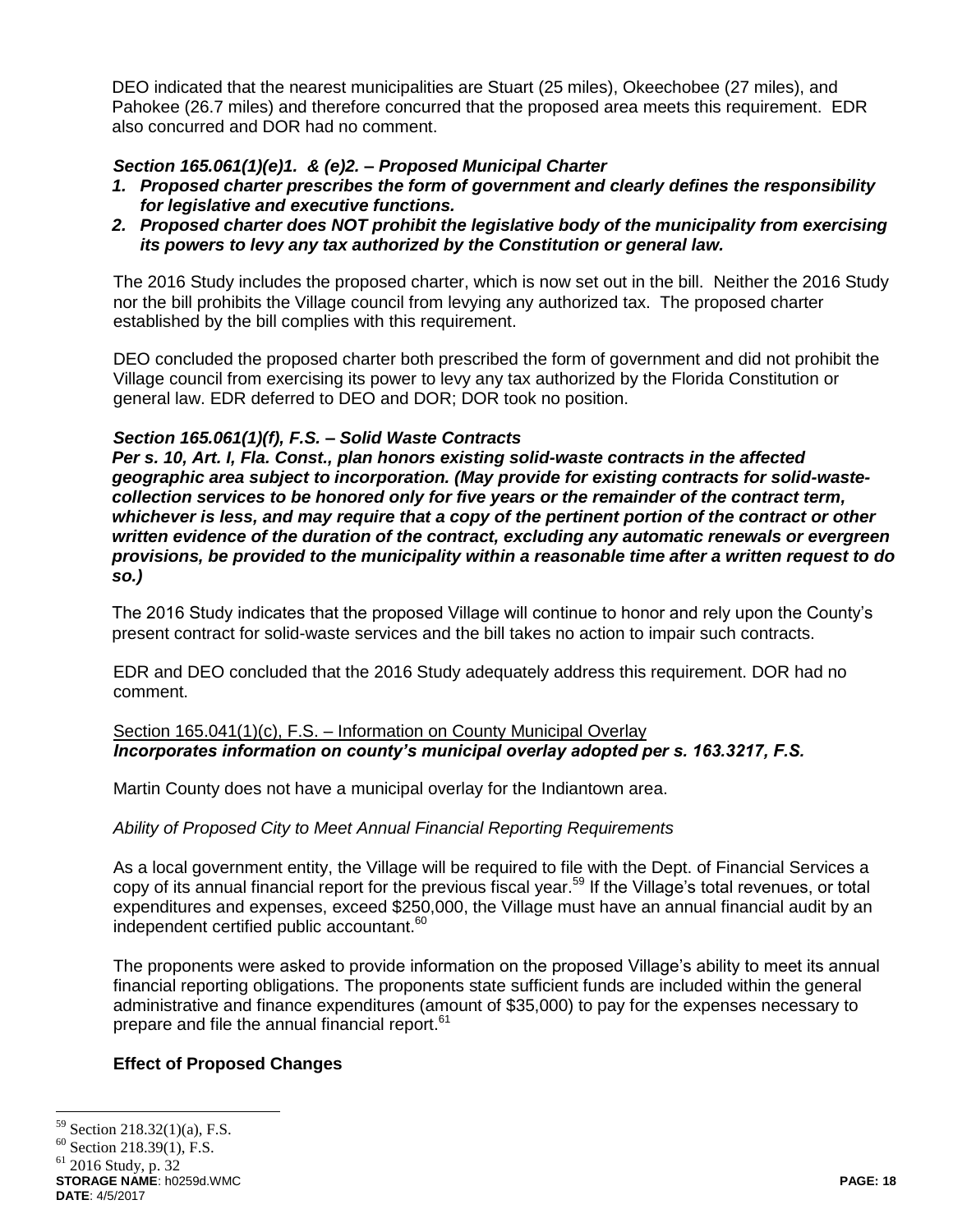DEO indicated that the nearest municipalities are Stuart (25 miles), Okeechobee (27 miles), and Pahokee (26.7 miles) and therefore concurred that the proposed area meets this requirement. EDR also concurred and DOR had no comment.

***Section 165.061(1)(e)1. & (e)2. – Proposed Municipal Charter***

1. ***Proposed charter prescribes the form of government and clearly defines the responsibility for legislative and executive functions.***
2. ***Proposed charter does NOT prohibit the legislative body of the municipality from exercising its powers to levy any tax authorized by the Constitution or general law.***

The 2016 Study includes the proposed charter, which is now set out in the bill. Neither the 2016 Study nor the bill prohibits the Village council from levying any authorized tax. The proposed charter established by the bill complies with this requirement.

DEO concluded the proposed charter both prescribed the form of government and did not prohibit the Village council from exercising its power to levy any tax authorized by the Florida Constitution or general law. EDR deferred to DEO and DOR; DOR took no position.

***Section 165.061(1)(f), F.S. – Solid Waste Contracts***

***Per s. 10, Art. I, Fla. Const., plan honors existing solid-waste contracts in the affected geographic area subject to incorporation. (May provide for existing contracts for solid-waste-collection services to be honored only for five years or the remainder of the contract term, whichever is less, and may require that a copy of the pertinent portion of the contract or other written evidence of the duration of the contract, excluding any automatic renewals or evergreen provisions, be provided to the municipality within a reasonable time after a written request to do so.)***

The 2016 Study indicates that the proposed Village will continue to honor and rely upon the County's present contract for solid-waste services and the bill takes no action to impair such contracts.

EDR and DEO concluded that the 2016 Study adequately address this requirement. DOR had no comment.

<u>Section 165.041(1)(c), F.S. – Information on County Municipal Overlay</u>

***Incorporates information on county's municipal overlay adopted per s. 163.3217, F.S.***

Martin County does not have a municipal overlay for the Indiantown area.

*Ability of Proposed City to Meet Annual Financial Reporting Requirements*

As a local government entity, the Village will be required to file with the Dept. of Financial Services a copy of its annual financial report for the previous fiscal year.[59] If the Village's total revenues, or total expenditures and expenses, exceed $250,000, the Village must have an annual financial audit by an independent certified public accountant.[60]

The proponents were asked to provide information on the proposed Village's ability to meet its annual financial reporting obligations. The proponents state sufficient funds are included within the general administrative and finance expenditures (amount of $35,000) to pay for the expenses necessary to prepare and file the annual financial report.[61]

**Effect of Proposed Changes**

---

[59] Section 218.32(1)(a), F.S.

[60] Section 218.39(1), F.S.

[61] 2016 Study, p. 32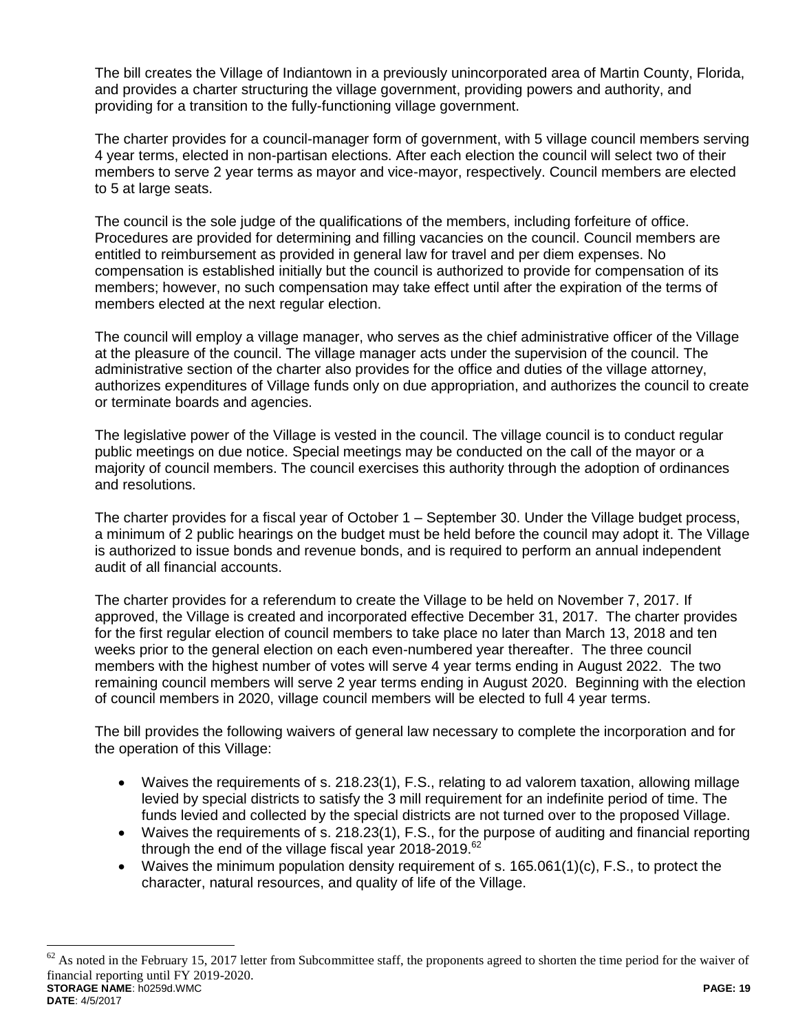The bill creates the Village of Indiantown in a previously unincorporated area of Martin County, Florida, and provides a charter structuring the village government, providing powers and authority, and providing for a transition to the fully-functioning village government.

The charter provides for a council-manager form of government, with 5 village council members serving 4 year terms, elected in non-partisan elections. After each election the council will select two of their members to serve 2 year terms as mayor and vice-mayor, respectively. Council members are elected to 5 at large seats.

The council is the sole judge of the qualifications of the members, including forfeiture of office. Procedures are provided for determining and filling vacancies on the council. Council members are entitled to reimbursement as provided in general law for travel and per diem expenses. No compensation is established initially but the council is authorized to provide for compensation of its members; however, no such compensation may take effect until after the expiration of the terms of members elected at the next regular election.

The council will employ a village manager, who serves as the chief administrative officer of the Village at the pleasure of the council. The village manager acts under the supervision of the council. The administrative section of the charter also provides for the office and duties of the village attorney, authorizes expenditures of Village funds only on due appropriation, and authorizes the council to create or terminate boards and agencies.

The legislative power of the Village is vested in the council. The village council is to conduct regular public meetings on due notice. Special meetings may be conducted on the call of the mayor or a majority of council members. The council exercises this authority through the adoption of ordinances and resolutions.

The charter provides for a fiscal year of October 1 – September 30. Under the Village budget process, a minimum of 2 public hearings on the budget must be held before the council may adopt it. The Village is authorized to issue bonds and revenue bonds, and is required to perform an annual independent audit of all financial accounts.

The charter provides for a referendum to create the Village to be held on November 7, 2017. If approved, the Village is created and incorporated effective December 31, 2017. The charter provides for the first regular election of council members to take place no later than March 13, 2018 and ten weeks prior to the general election on each even-numbered year thereafter. The three council members with the highest number of votes will serve 4 year terms ending in August 2022. The two remaining council members will serve 2 year terms ending in August 2020. Beginning with the election of council members in 2020, village council members will be elected to full 4 year terms.

The bill provides the following waivers of general law necessary to complete the incorporation and for the operation of this Village:

- Waives the requirements of s. 218.23(1), F.S., relating to ad valorem taxation, allowing millage levied by special districts to satisfy the 3 mill requirement for an indefinite period of time. The funds levied and collected by the special districts are not turned over to the proposed Village.
- Waives the requirements of s. 218.23(1), F.S., for the purpose of auditing and financial reporting through the end of the village fiscal year 2018-2019.[62]
- Waives the minimum population density requirement of s. 165.061(1)(c), F.S., to protect the character, natural resources, and quality of life of the Village.

[62] As noted in the February 15, 2017 letter from Subcommittee staff, the proponents agreed to shorten the time period for the waiver of financial reporting until FY 2019-2020.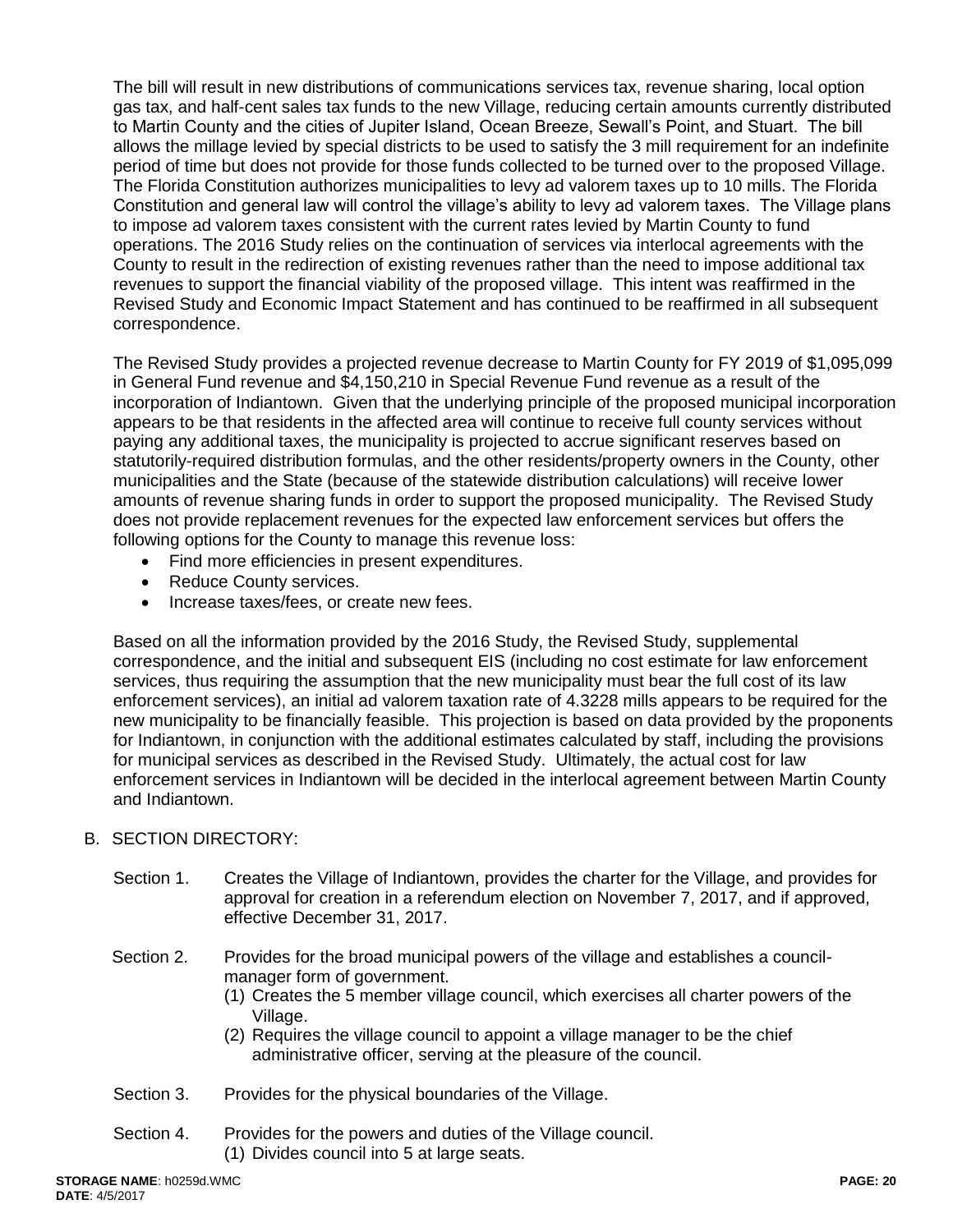The bill will result in new distributions of communications services tax, revenue sharing, local option gas tax, and half-cent sales tax funds to the new Village, reducing certain amounts currently distributed to Martin County and the cities of Jupiter Island, Ocean Breeze, Sewall's Point, and Stuart. The bill allows the millage levied by special districts to be used to satisfy the 3 mill requirement for an indefinite period of time but does not provide for those funds collected to be turned over to the proposed Village. The Florida Constitution authorizes municipalities to levy ad valorem taxes up to 10 mills. The Florida Constitution and general law will control the village's ability to levy ad valorem taxes. The Village plans to impose ad valorem taxes consistent with the current rates levied by Martin County to fund operations. The 2016 Study relies on the continuation of services via interlocal agreements with the County to result in the redirection of existing revenues rather than the need to impose additional tax revenues to support the financial viability of the proposed village. This intent was reaffirmed in the Revised Study and Economic Impact Statement and has continued to be reaffirmed in all subsequent correspondence.

The Revised Study provides a projected revenue decrease to Martin County for FY 2019 of $1,095,099 in General Fund revenue and $4,150,210 in Special Revenue Fund revenue as a result of the incorporation of Indiantown. Given that the underlying principle of the proposed municipal incorporation appears to be that residents in the affected area will continue to receive full county services without paying any additional taxes, the municipality is projected to accrue significant reserves based on statutorily-required distribution formulas, and the other residents/property owners in the County, other municipalities and the State (because of the statewide distribution calculations) will receive lower amounts of revenue sharing funds in order to support the proposed municipality. The Revised Study does not provide replacement revenues for the expected law enforcement services but offers the following options for the County to manage this revenue loss:

- Find more efficiencies in present expenditures.
- Reduce County services.
- Increase taxes/fees, or create new fees.

Based on all the information provided by the 2016 Study, the Revised Study, supplemental correspondence, and the initial and subsequent EIS (including no cost estimate for law enforcement services, thus requiring the assumption that the new municipality must bear the full cost of its law enforcement services), an initial ad valorem taxation rate of 4.3228 mills appears to be required for the new municipality to be financially feasible. This projection is based on data provided by the proponents for Indiantown, in conjunction with the additional estimates calculated by staff, including the provisions for municipal services as described in the Revised Study. Ultimately, the actual cost for law enforcement services in Indiantown will be decided in the interlocal agreement between Martin County and Indiantown.

B. SECTION DIRECTORY:

Section 1. Creates the Village of Indiantown, provides the charter for the Village, and provides for approval for creation in a referendum election on November 7, 2017, and if approved, effective December 31, 2017.

Section 2. Provides for the broad municipal powers of the village and establishes a council-manager form of government.
(1) Creates the 5 member village council, which exercises all charter powers of the Village.
(2) Requires the village council to appoint a village manager to be the chief administrative officer, serving at the pleasure of the council.

Section 3. Provides for the physical boundaries of the Village.

Section 4. Provides for the powers and duties of the Village council.
(1) Divides council into 5 at large seats.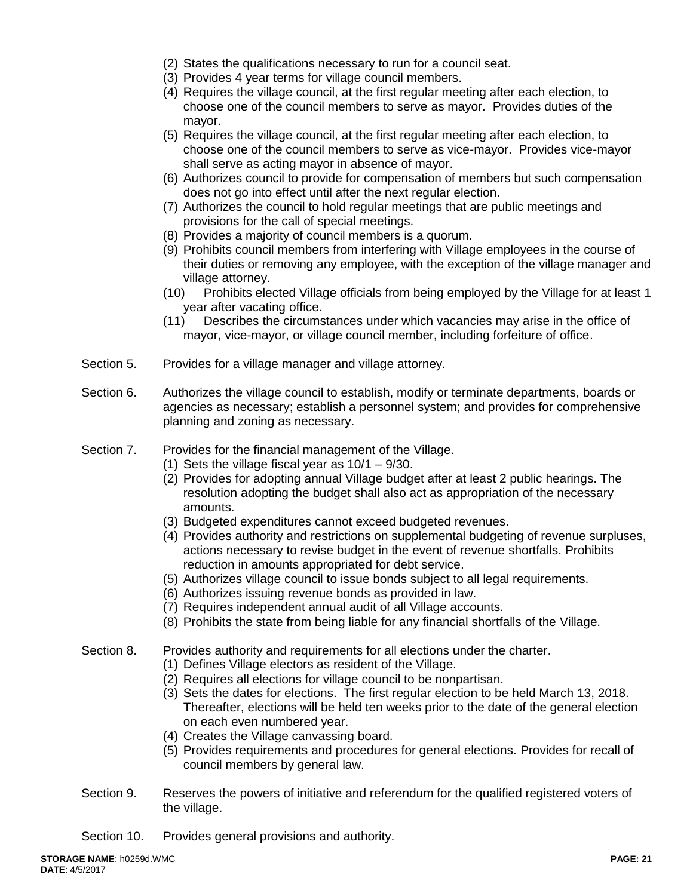(2) States the qualifications necessary to run for a council seat.
(3) Provides 4 year terms for village council members.
(4) Requires the village council, at the first regular meeting after each election, to choose one of the council members to serve as mayor. Provides duties of the mayor.
(5) Requires the village council, at the first regular meeting after each election, to choose one of the council members to serve as vice-mayor. Provides vice-mayor shall serve as acting mayor in absence of mayor.
(6) Authorizes council to provide for compensation of members but such compensation does not go into effect until after the next regular election.
(7) Authorizes the council to hold regular meetings that are public meetings and provisions for the call of special meetings.
(8) Provides a majority of council members is a quorum.
(9) Prohibits council members from interfering with Village employees in the course of their duties or removing any employee, with the exception of the village manager and village attorney.
(10) Prohibits elected Village officials from being employed by the Village for at least 1 year after vacating office.
(11) Describes the circumstances under which vacancies may arise in the office of mayor, vice-mayor, or village council member, including forfeiture of office.

Section 5. Provides for a village manager and village attorney.

Section 6. Authorizes the village council to establish, modify or terminate departments, boards or agencies as necessary; establish a personnel system; and provides for comprehensive planning and zoning as necessary.

Section 7. Provides for the financial management of the Village.
(1) Sets the village fiscal year as 10/1 – 9/30.
(2) Provides for adopting annual Village budget after at least 2 public hearings. The resolution adopting the budget shall also act as appropriation of the necessary amounts.
(3) Budgeted expenditures cannot exceed budgeted revenues.
(4) Provides authority and restrictions on supplemental budgeting of revenue surpluses, actions necessary to revise budget in the event of revenue shortfalls. Prohibits reduction in amounts appropriated for debt service.
(5) Authorizes village council to issue bonds subject to all legal requirements.
(6) Authorizes issuing revenue bonds as provided in law.
(7) Requires independent annual audit of all Village accounts.
(8) Prohibits the state from being liable for any financial shortfalls of the Village.

Section 8. Provides authority and requirements for all elections under the charter.
(1) Defines Village electors as resident of the Village.
(2) Requires all elections for village council to be nonpartisan.
(3) Sets the dates for elections. The first regular election to be held March 13, 2018. Thereafter, elections will be held ten weeks prior to the date of the general election on each even numbered year.
(4) Creates the Village canvassing board.
(5) Provides requirements and procedures for general elections. Provides for recall of council members by general law.

Section 9. Reserves the powers of initiative and referendum for the qualified registered voters of the village.

Section 10. Provides general provisions and authority.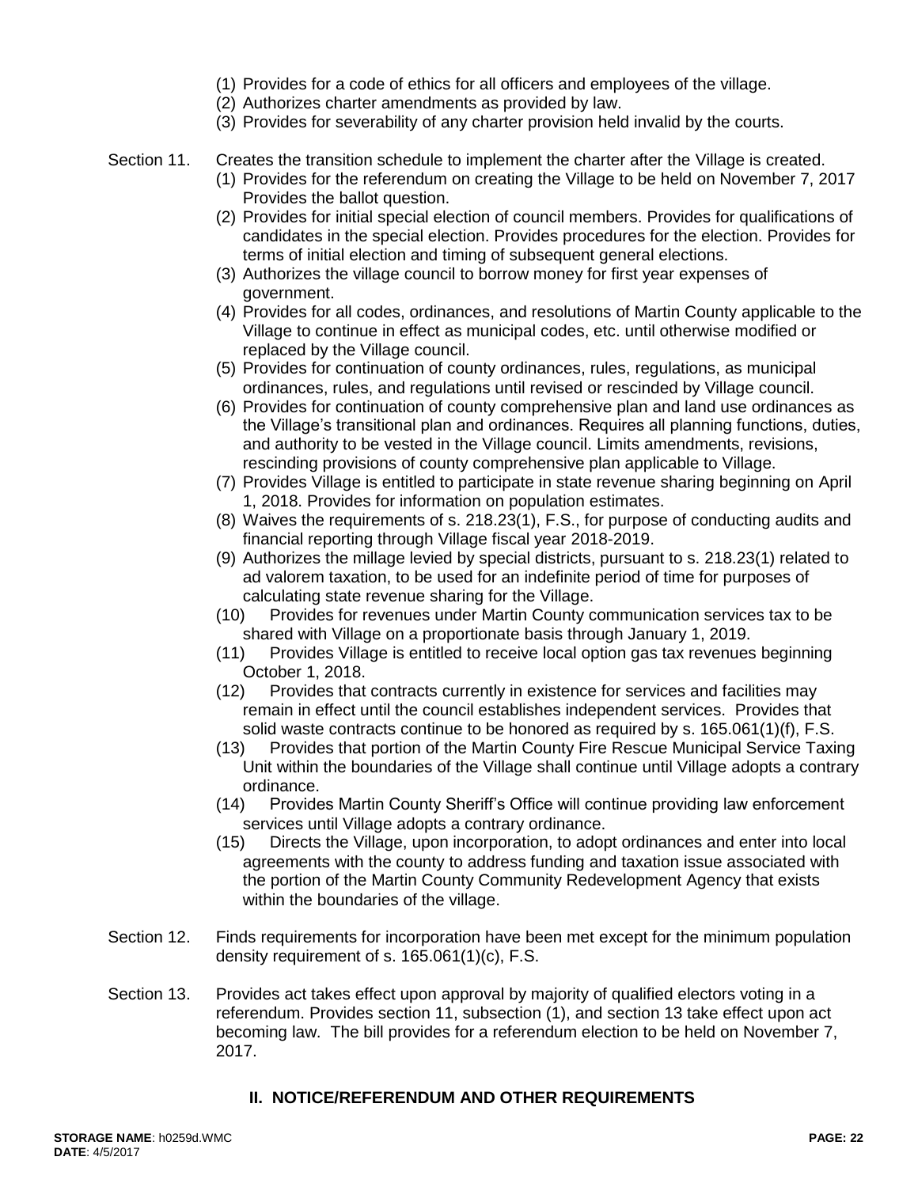(1) Provides for a code of ethics for all officers and employees of the village.
(2) Authorizes charter amendments as provided by law.
(3) Provides for severability of any charter provision held invalid by the courts.

Section 11. Creates the transition schedule to implement the charter after the Village is created.

(1) Provides for the referendum on creating the Village to be held on November 7, 2017 Provides the ballot question.
(2) Provides for initial special election of council members. Provides for qualifications of candidates in the special election. Provides procedures for the election. Provides for terms of initial election and timing of subsequent general elections.
(3) Authorizes the village council to borrow money for first year expenses of government.
(4) Provides for all codes, ordinances, and resolutions of Martin County applicable to the Village to continue in effect as municipal codes, etc. until otherwise modified or replaced by the Village council.
(5) Provides for continuation of county ordinances, rules, regulations, as municipal ordinances, rules, and regulations until revised or rescinded by Village council.
(6) Provides for continuation of county comprehensive plan and land use ordinances as the Village's transitional plan and ordinances. Requires all planning functions, duties, and authority to be vested in the Village council. Limits amendments, revisions, rescinding provisions of county comprehensive plan applicable to Village.
(7) Provides Village is entitled to participate in state revenue sharing beginning on April 1, 2018. Provides for information on population estimates.
(8) Waives the requirements of s. 218.23(1), F.S., for purpose of conducting audits and financial reporting through Village fiscal year 2018-2019.
(9) Authorizes the millage levied by special districts, pursuant to s. 218.23(1) related to ad valorem taxation, to be used for an indefinite period of time for purposes of calculating state revenue sharing for the Village.
(10) Provides for revenues under Martin County communication services tax to be shared with Village on a proportionate basis through January 1, 2019.
(11) Provides Village is entitled to receive local option gas tax revenues beginning October 1, 2018.
(12) Provides that contracts currently in existence for services and facilities may remain in effect until the council establishes independent services. Provides that solid waste contracts continue to be honored as required by s. 165.061(1)(f), F.S.
(13) Provides that portion of the Martin County Fire Rescue Municipal Service Taxing Unit within the boundaries of the Village shall continue until Village adopts a contrary ordinance.
(14) Provides Martin County Sheriff's Office will continue providing law enforcement services until Village adopts a contrary ordinance.
(15) Directs the Village, upon incorporation, to adopt ordinances and enter into local agreements with the county to address funding and taxation issue associated with the portion of the Martin County Community Redevelopment Agency that exists within the boundaries of the village.

Section 12. Finds requirements for incorporation have been met except for the minimum population density requirement of s. 165.061(1)(c), F.S.

Section 13. Provides act takes effect upon approval by majority of qualified electors voting in a referendum. Provides section 11, subsection (1), and section 13 take effect upon act becoming law. The bill provides for a referendum election to be held on November 7, 2017.

## II. NOTICE/REFERENDUM AND OTHER REQUIREMENTS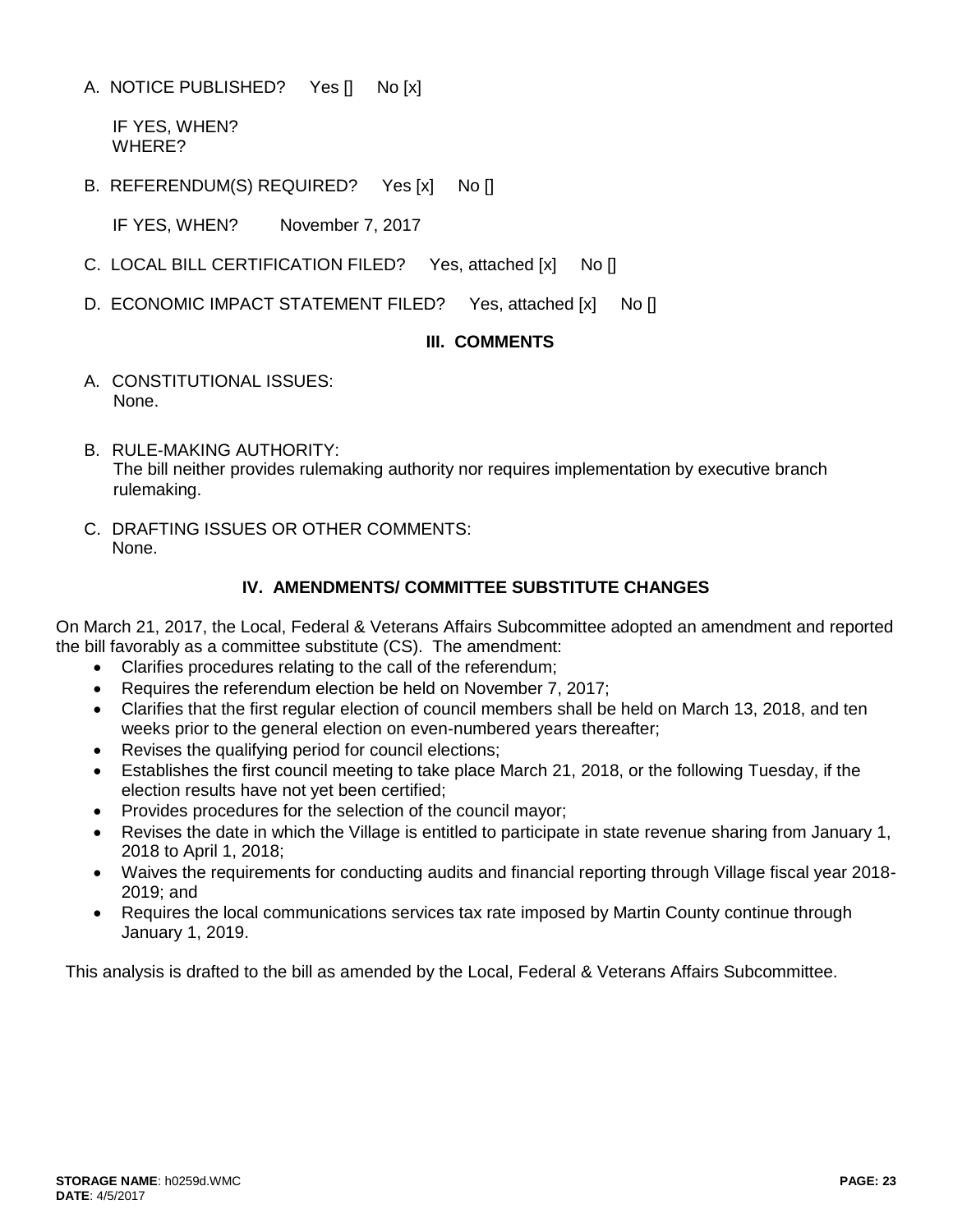A. NOTICE PUBLISHED? Yes [] No [x]

IF YES, WHEN?
WHERE?

B. REFERENDUM(S) REQUIRED? Yes [x] No []

IF YES, WHEN? November 7, 2017

C. LOCAL BILL CERTIFICATION FILED? Yes, attached [x] No []

D. ECONOMIC IMPACT STATEMENT FILED? Yes, attached [x] No []

## III. COMMENTS

A. CONSTITUTIONAL ISSUES:
None.

B. RULE-MAKING AUTHORITY:
The bill neither provides rulemaking authority nor requires implementation by executive branch rulemaking.

C. DRAFTING ISSUES OR OTHER COMMENTS:
None.

## IV. AMENDMENTS/ COMMITTEE SUBSTITUTE CHANGES

On March 21, 2017, the Local, Federal & Veterans Affairs Subcommittee adopted an amendment and reported the bill favorably as a committee substitute (CS). The amendment:

- Clarifies procedures relating to the call of the referendum;
- Requires the referendum election be held on November 7, 2017;
- Clarifies that the first regular election of council members shall be held on March 13, 2018, and ten weeks prior to the general election on even-numbered years thereafter;
- Revises the qualifying period for council elections;
- Establishes the first council meeting to take place March 21, 2018, or the following Tuesday, if the election results have not yet been certified;
- Provides procedures for the selection of the council mayor;
- Revises the date in which the Village is entitled to participate in state revenue sharing from January 1, 2018 to April 1, 2018;
- Waives the requirements for conducting audits and financial reporting through Village fiscal year 2018-2019; and
- Requires the local communications services tax rate imposed by Martin County continue through January 1, 2019.

This analysis is drafted to the bill as amended by the Local, Federal & Veterans Affairs Subcommittee.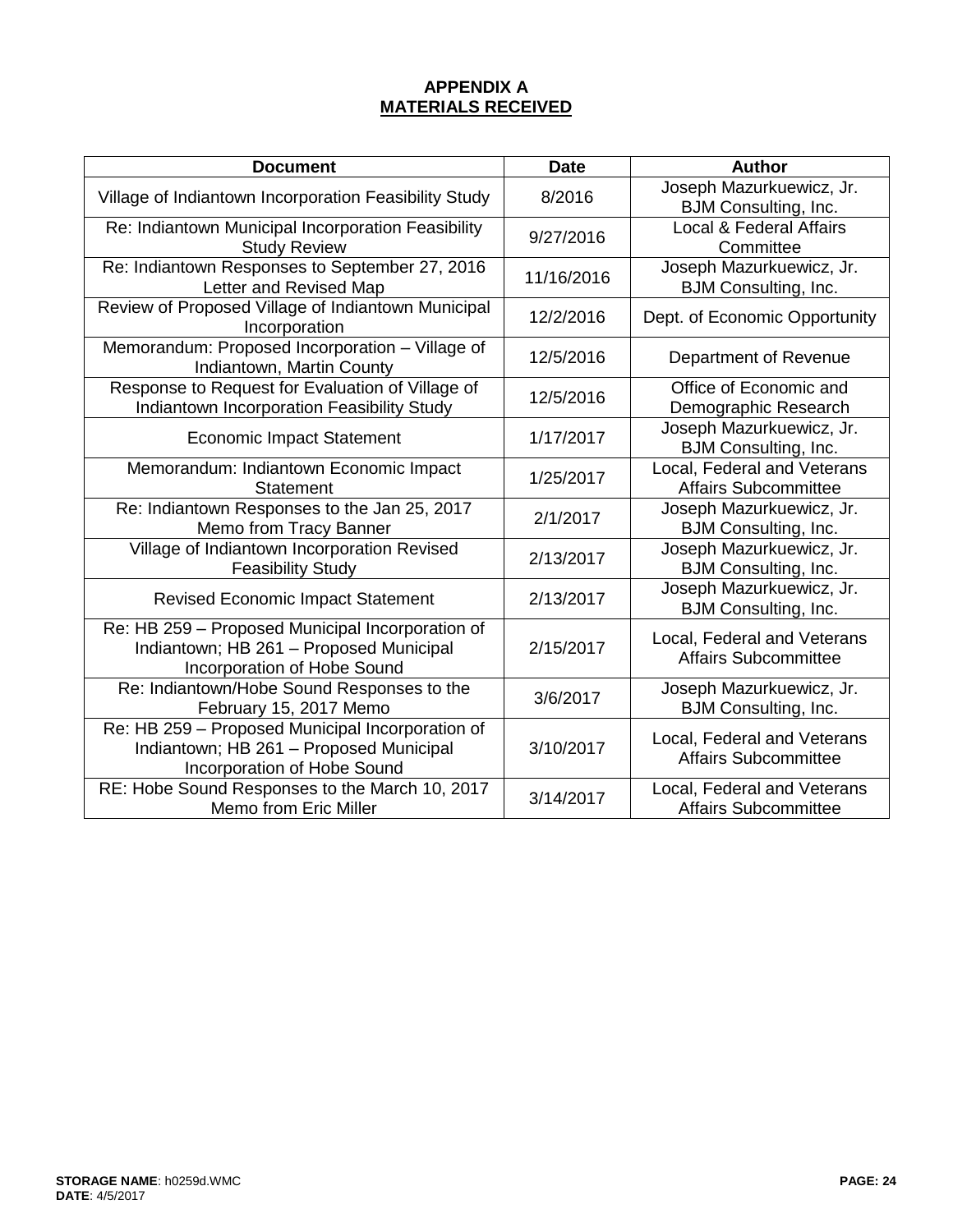# APPENDIX A
## MATERIALS RECEIVED

| Document | Date | Author |
|---|---|---|
| Village of Indiantown Incorporation Feasibility Study | 8/2016 | Joseph Mazurkuewicz, Jr. BJM Consulting, Inc. |
| Re: Indiantown Municipal Incorporation Feasibility Study Review | 9/27/2016 | Local & Federal Affairs Committee |
| Re: Indiantown Responses to September 27, 2016 Letter and Revised Map | 11/16/2016 | Joseph Mazurkuewicz, Jr. BJM Consulting, Inc. |
| Review of Proposed Village of Indiantown Municipal Incorporation | 12/2/2016 | Dept. of Economic Opportunity |
| Memorandum: Proposed Incorporation – Village of Indiantown, Martin County | 12/5/2016 | Department of Revenue |
| Response to Request for Evaluation of Village of Indiantown Incorporation Feasibility Study | 12/5/2016 | Office of Economic and Demographic Research |
| Economic Impact Statement | 1/17/2017 | Joseph Mazurkuewicz, Jr. BJM Consulting, Inc. |
| Memorandum: Indiantown Economic Impact Statement | 1/25/2017 | Local, Federal and Veterans Affairs Subcommittee |
| Re: Indiantown Responses to the Jan 25, 2017 Memo from Tracy Banner | 2/1/2017 | Joseph Mazurkuewicz, Jr. BJM Consulting, Inc. |
| Village of Indiantown Incorporation Revised Feasibility Study | 2/13/2017 | Joseph Mazurkuewicz, Jr. BJM Consulting, Inc. |
| Revised Economic Impact Statement | 2/13/2017 | Joseph Mazurkuewicz, Jr. BJM Consulting, Inc. |
| Re: HB 259 – Proposed Municipal Incorporation of Indiantown; HB 261 – Proposed Municipal Incorporation of Hobe Sound | 2/15/2017 | Local, Federal and Veterans Affairs Subcommittee |
| Re: Indiantown/Hobe Sound Responses to the February 15, 2017 Memo | 3/6/2017 | Joseph Mazurkuewicz, Jr. BJM Consulting, Inc. |
| Re: HB 259 – Proposed Municipal Incorporation of Indiantown; HB 261 – Proposed Municipal Incorporation of Hobe Sound | 3/10/2017 | Local, Federal and Veterans Affairs Subcommittee |
| RE: Hobe Sound Responses to the March 10, 2017 Memo from Eric Miller | 3/14/2017 | Local, Federal and Veterans Affairs Subcommittee |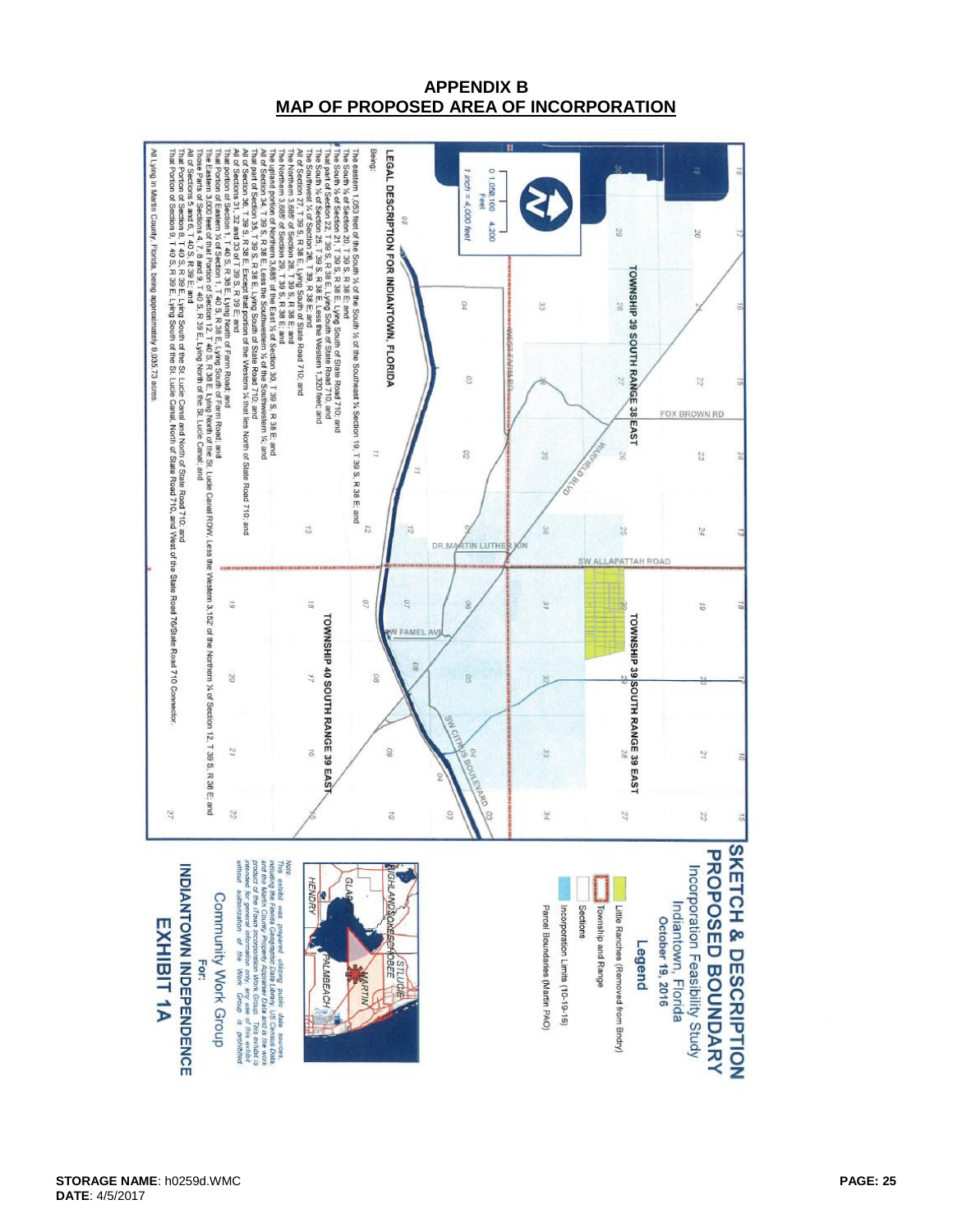# APPENDIX B
## MAP OF PROPOSED AREA OF INCORPORATION

**SKETCH & DESCRIPTION PROPOSED BOUNDARY**

Incorporation Feasibility Study
Indiantown, Florida
October 19, 2016

**Legend**

- Little Ranches (Removed from Bndry)
- Township and Range
- Sections
- Incorporation Limits (10-19-16)
- Parcel Boundaries (Martin PAO)

Note: This exhibit was prepared utilizing public data sources, including the Florida Geographic Data Library, US Census Data and the Martin County Property Appraiser Data and is the work product of the Town Incorporation Work Group. This exhibit is intended for general information only, any use of this exhibit without authorization of the Work Group is prohibited.

For:
Community Work Group
INDIANTOWN INDEPENDENCE
**EXHIBIT 1A**

TOWNSHIP 39 SOUTH RANGE 38 EAST
TOWNSHIP 39 SOUTH RANGE 39 EAST
TOWNSHIP 40 SOUTH RANGE 39 EAST

1 inch = 4,000 feet

**LEGAL DESCRIPTION FOR INDIANTOWN, FLORIDA**

Being:

The eastern 1,063 feet of the South ½ of the South ½ of the Southeast ¼ Section 19, T 39 S, R 38 E; and
The South ½ of Section 20, T 39 S, R 38 E; and
The South ½ of Section 21, T 39 S, R 38 E Lying South of State Road 710; and
That part of Section 22, T 39 S, R 38 E Lying South of State Road 710; and
The South ½ of Section 25, T 39 S, R 38 E, Less the Western 1,320 feet; and
The Southwest ¼ of Section 26, T 39 S, R 38 E; and
All of Section 27, T 39 S, R 38 E Lying South of State Road 710; and
The Northern 3,685' of Section 28, T 39 S, R 38 E; and
The Northern 3,685' of Section 29, T 39 S, R 38 E; and
The upland portion of Northern 3,685' of the East ½ of Section 30, T 39 S, R 38 E; and
All of Section 34, T 39 S, R 38 E, Less the Southwestern ¼; and
That part of Section 35, T 39 S, R 38 E Lying South of State Road 710; and
All of Section 36, T 39 S, R 38 E, Except that portion of the Western ¼ that lies North of State Road 710; and
All of Sections 31, 32 and 33 of T 39 S, R 39 E; and
That portion of Section 1, T 40 S, R 38 E Lying North of Farm Road; and
That Portion of Eastern ¼ of Section 1, T 40 S, R 38 E Lying South of Farm Road; and
The Eastern 3,000 feet of that Portion of Section 12, T 40 S, R 38 E Lying North of the St. Lucie Canal ROW, Less the Western 3,152' of the Northern ¼ of Section 12, T 39 S, R 38 E; and
Those Parts of Sections 4, 7, 8 and 9, T 40 S, R 39 E, Lying North of the St. Lucie Canal; and
All of Sections 5 and 6, T 40 S, R 39 E; and
That Portion of Section 8, T 40 S, R 39 E, Lying South of the St. Lucie Canal and North of State Road 710; and
That Portion of Section 9, T 40 S, R 39 E, Lying South of the St. Lucie Canal, North of State Road 710, and West of the State Road 76/State Road 710 Connector.

All Lying in Martin County, Florida, being approximately 9,035.73 acres.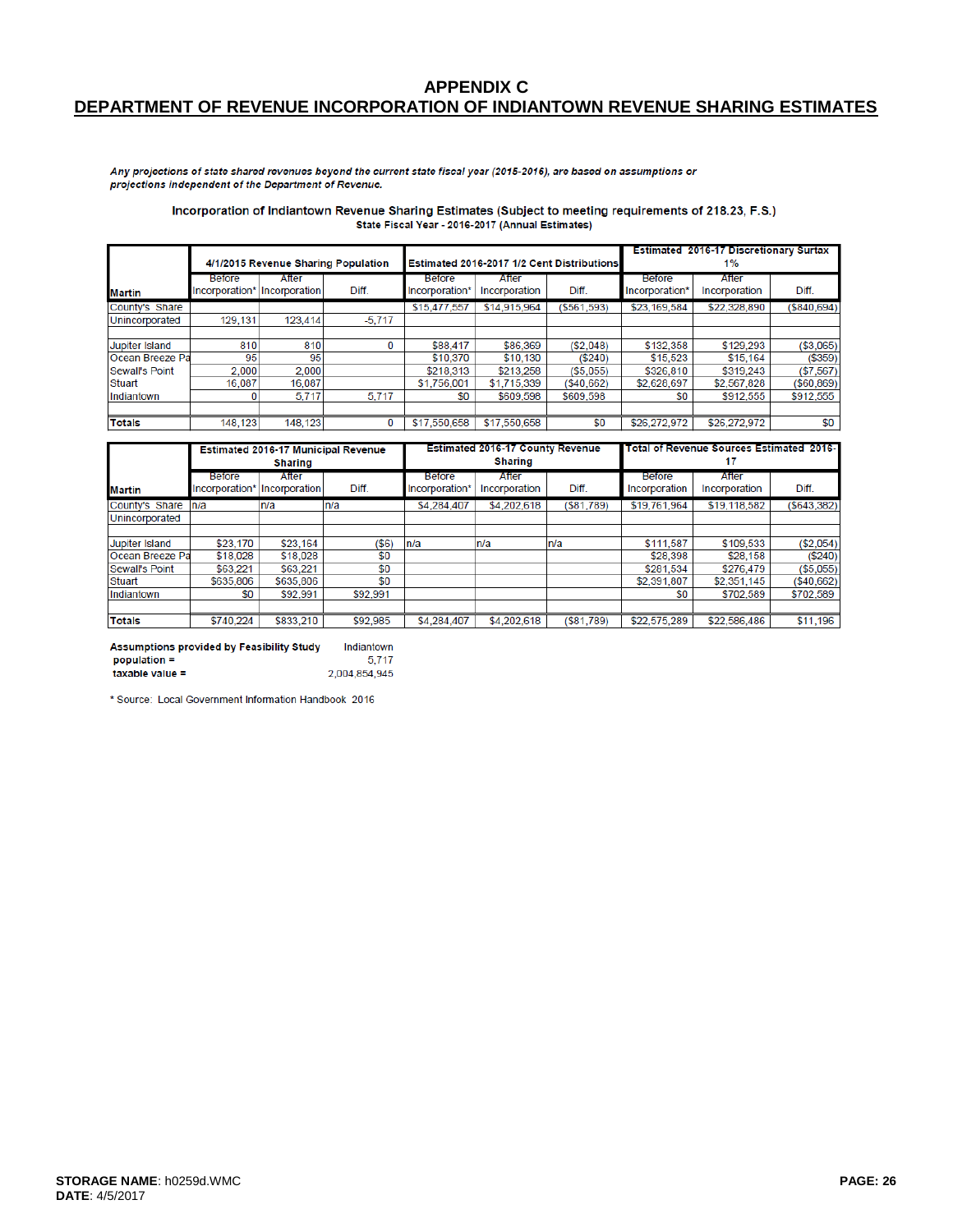## APPENDIX C

## DEPARTMENT OF REVENUE INCORPORATION OF INDIANTOWN REVENUE SHARING ESTIMATES

*Any projections of state shared revenues beyond the current state fiscal year (2015-2016), are based on assumptions or projections independent of the Department of Revenue.*

Incorporation of Indiantown Revenue Sharing Estimates (Subject to meeting requirements of 218.23, F.S.)

**State Fiscal Year - 2016-2017 (Annual Estimates)**

| | 4/1/2015 Revenue Sharing Population | | | Estimated 2016-2017 1/2 Cent Distributions | | | Estimated 2016-17 Discretionary Surtax 1% | | |
|---|---|---|---|---|---|---|---|---|---|
| **Martin** | Before Incorporation* | After Incorporation | Diff. | Before Incorporation* | After Incorporation | Diff. | Before Incorporation* | After Incorporation | Diff. |
| County's Share | | | | $15,477,557 | $14,915,964 | ($561,593) | $23,169,584 | $22,328,890 | ($840,694) |
| Unincorporated | 129,131 | 123,414 | -5,717 | | | | | | |
| | | | | | | | | | |
| Jupiter Island | 810 | 810 | 0 | $88,417 | $86,369 | ($2,048) | $132,358 | $129,293 | ($3,065) |
| Ocean Breeze Pa | 95 | 95 | | $10,370 | $10,130 | ($240) | $15,523 | $15,164 | ($359) |
| Sewall's Point | 2,000 | 2,000 | | $218,313 | $213,258 | ($5,055) | $326,810 | $319,243 | ($7,567) |
| Stuart | 16,087 | 16,087 | | $1,756,001 | $1,715,339 | ($40,662) | $2,628,697 | $2,567,828 | ($60,869) |
| Indiantown | 0 | 5,717 | 5,717 | $0 | $609,598 | $609,598 | $0 | $912,555 | $912,555 |
| | | | | | | | | | |
| **Totals** | 148,123 | 148,123 | 0 | $17,550,658 | $17,550,658 | $0 | $26,272,972 | $26,272,972 | $0 |

| | Estimated 2016-17 Municipal Revenue Sharing | | | Estimated 2016-17 County Revenue Sharing | | | Total of Revenue Sources Estimated 2016-17 | | |
|---|---|---|---|---|---|---|---|---|---|
| **Martin** | Before Incorporation* | After Incorporation | Diff. | Before Incorporation* | After Incorporation | Diff. | Before Incorporation | After Incorporation | Diff. |
| County's Share | n/a | n/a | n/a | $4,284,407 | $4,202,618 | ($81,789) | $19,761,964 | $19,118,582 | ($643,382) |
| Unincorporated | | | | | | | | | |
| | | | | | | | | | |
| Jupiter Island | $23,170 | $23,164 | ($6) | n/a | n/a | n/a | $111,587 | $109,533 | ($2,054) |
| Ocean Breeze Pa | $18,028 | $18,028 | $0 | | | | $28,398 | $28,158 | ($240) |
| Sewall's Point | $63,221 | $63,221 | $0 | | | | $281,534 | $276,479 | ($5,055) |
| Stuart | $635,806 | $635,806 | $0 | | | | $2,391,807 | $2,351,145 | ($40,662) |
| Indiantown | $0 | $92,991 | $92,991 | | | | $0 | $702,589 | $702,589 |
| | | | | | | | | | |
| **Totals** | $740,224 | $833,210 | $92,985 | $4,284,407 | $4,202,618 | ($81,789) | $22,575,289 | $22,586,486 | $11,196 |

| **Assumptions provided by Feasibility Study** | Indiantown |
|---|---|
| **population =** | 5,717 |
| **taxable value =** | 2,004,854,945 |

\* Source: Local Government Information Handbook 2016

**STORAGE NAME**: h0259d.WMC

**DATE**: 4/5/2017